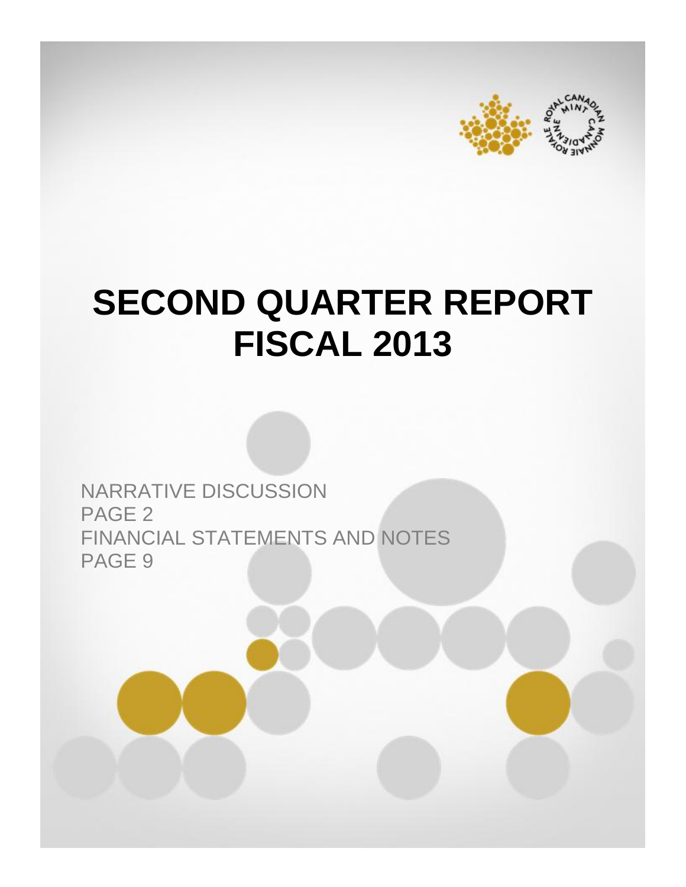# SECOND QUARTER REPORT
# FISCAL 2013

NARRATIVE DISCUSSION
PAGE 2
FINANCIAL STATEMENTS AND NOTES
PAGE 9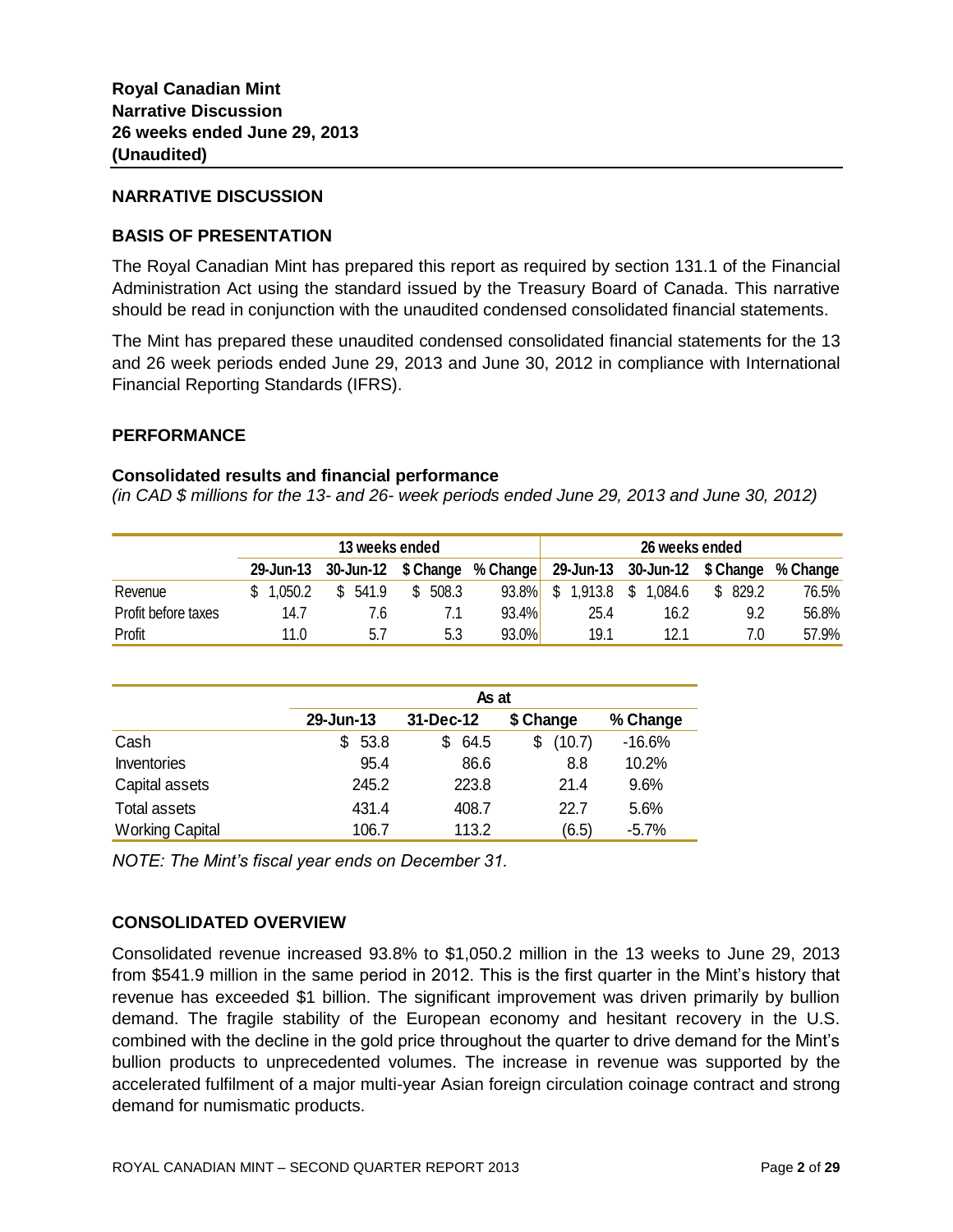**Royal Canadian Mint**
**Narrative Discussion**
**26 weeks ended June 29, 2013**
**(Unaudited)**

## NARRATIVE DISCUSSION

### BASIS OF PRESENTATION

The Royal Canadian Mint has prepared this report as required by section 131.1 of the Financial Administration Act using the standard issued by the Treasury Board of Canada. This narrative should be read in conjunction with the unaudited condensed consolidated financial statements.

The Mint has prepared these unaudited condensed consolidated financial statements for the 13 and 26 week periods ended June 29, 2013 and June 30, 2012 in compliance with International Financial Reporting Standards (IFRS).

### PERFORMANCE

#### Consolidated results and financial performance

*(in CAD $ millions for the 13- and 26- week periods ended June 29, 2013 and June 30, 2012)*

| | 13 weeks ended | | | | 26 weeks ended | | | |
|---|---|---|---|---|---|---|---|---|
| | 29-Jun-13 | 30-Jun-12 | $ Change | % Change | 29-Jun-13 | 30-Jun-12 | $ Change | % Change |
| Revenue | $ 1,050.2 | $ 541.9 | $ 508.3 | 93.8% | $ 1,913.8 | $ 1,084.6 | $ 829.2 | 76.5% |
| Profit before taxes | 14.7 | 7.6 | 7.1 | 93.4% | 25.4 | 16.2 | 9.2 | 56.8% |
| Profit | 11.0 | 5.7 | 5.3 | 93.0% | 19.1 | 12.1 | 7.0 | 57.9% |

| | As at | | | |
|---|---|---|---|---|
| | 29-Jun-13 | 31-Dec-12 | $ Change | % Change |
| Cash | $ 53.8 | $ 64.5 | $ (10.7) | -16.6% |
| Inventories | 95.4 | 86.6 | 8.8 | 10.2% |
| Capital assets | 245.2 | 223.8 | 21.4 | 9.6% |
| Total assets | 431.4 | 408.7 | 22.7 | 5.6% |
| Working Capital | 106.7 | 113.2 | (6.5) | -5.7% |

*NOTE: The Mint's fiscal year ends on December 31.*

### CONSOLIDATED OVERVIEW

Consolidated revenue increased 93.8% to $1,050.2 million in the 13 weeks to June 29, 2013 from $541.9 million in the same period in 2012. This is the first quarter in the Mint's history that revenue has exceeded $1 billion. The significant improvement was driven primarily by bullion demand. The fragile stability of the European economy and hesitant recovery in the U.S. combined with the decline in the gold price throughout the quarter to drive demand for the Mint's bullion products to unprecedented volumes. The increase in revenue was supported by the accelerated fulfilment of a major multi-year Asian foreign circulation coinage contract and strong demand for numismatic products.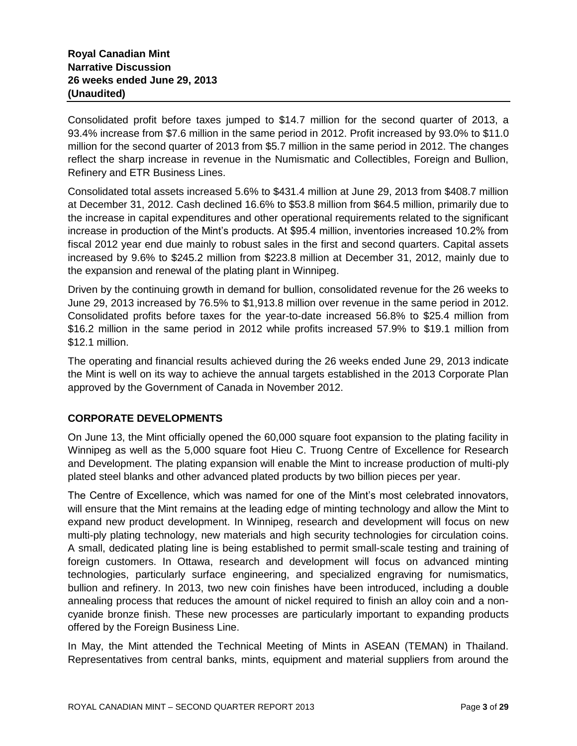**Royal Canadian Mint**
**Narrative Discussion**
**26 weeks ended June 29, 2013**
**(Unaudited)**

Consolidated profit before taxes jumped to $14.7 million for the second quarter of 2013, a 93.4% increase from $7.6 million in the same period in 2012. Profit increased by 93.0% to $11.0 million for the second quarter of 2013 from $5.7 million in the same period in 2012. The changes reflect the sharp increase in revenue in the Numismatic and Collectibles, Foreign and Bullion, Refinery and ETR Business Lines.

Consolidated total assets increased 5.6% to $431.4 million at June 29, 2013 from $408.7 million at December 31, 2012. Cash declined 16.6% to $53.8 million from $64.5 million, primarily due to the increase in capital expenditures and other operational requirements related to the significant increase in production of the Mint's products. At $95.4 million, inventories increased 10.2% from fiscal 2012 year end due mainly to robust sales in the first and second quarters. Capital assets increased by 9.6% to $245.2 million from $223.8 million at December 31, 2012, mainly due to the expansion and renewal of the plating plant in Winnipeg.

Driven by the continuing growth in demand for bullion, consolidated revenue for the 26 weeks to June 29, 2013 increased by 76.5% to $1,913.8 million over revenue in the same period in 2012. Consolidated profits before taxes for the year-to-date increased 56.8% to $25.4 million from $16.2 million in the same period in 2012 while profits increased 57.9% to $19.1 million from $12.1 million.

The operating and financial results achieved during the 26 weeks ended June 29, 2013 indicate the Mint is well on its way to achieve the annual targets established in the 2013 Corporate Plan approved by the Government of Canada in November 2012.

## CORPORATE DEVELOPMENTS

On June 13, the Mint officially opened the 60,000 square foot expansion to the plating facility in Winnipeg as well as the 5,000 square foot Hieu C. Truong Centre of Excellence for Research and Development. The plating expansion will enable the Mint to increase production of multi-ply plated steel blanks and other advanced plated products by two billion pieces per year.

The Centre of Excellence, which was named for one of the Mint's most celebrated innovators, will ensure that the Mint remains at the leading edge of minting technology and allow the Mint to expand new product development. In Winnipeg, research and development will focus on new multi-ply plating technology, new materials and high security technologies for circulation coins. A small, dedicated plating line is being established to permit small-scale testing and training of foreign customers. In Ottawa, research and development will focus on advanced minting technologies, particularly surface engineering, and specialized engraving for numismatics, bullion and refinery. In 2013, two new coin finishes have been introduced, including a double annealing process that reduces the amount of nickel required to finish an alloy coin and a non-cyanide bronze finish. These new processes are particularly important to expanding products offered by the Foreign Business Line.

In May, the Mint attended the Technical Meeting of Mints in ASEAN (TEMAN) in Thailand. Representatives from central banks, mints, equipment and material suppliers from around the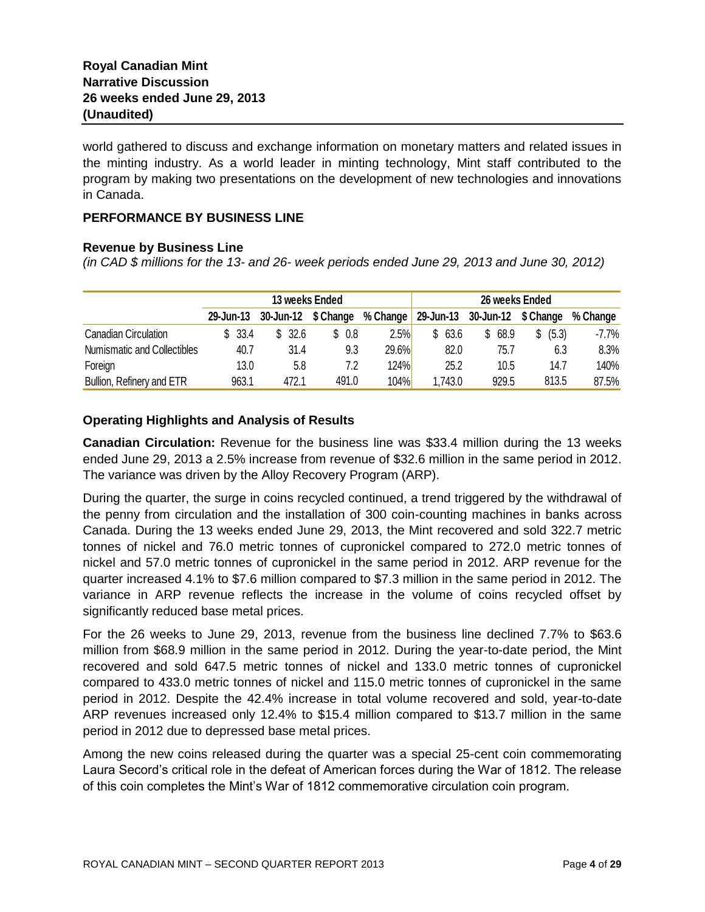world gathered to discuss and exchange information on monetary matters and related issues in the minting industry. As a world leader in minting technology, Mint staff contributed to the program by making two presentations on the development of new technologies and innovations in Canada.

## PERFORMANCE BY BUSINESS LINE

### Revenue by Business Line

*(in CAD $ millions for the 13- and 26- week periods ended June 29, 2013 and June 30, 2012)*

| | 13 weeks Ended | | | | 26 weeks Ended | | | |
|---|---|---|---|---|---|---|---|---|
| | 29-Jun-13 | 30-Jun-12 | $ Change | % Change | 29-Jun-13 | 30-Jun-12 | $ Change | % Change |
| Canadian Circulation | $ 33.4 | $ 32.6 | $ 0.8 | 2.5% | $ 63.6 | $ 68.9 | $ (5.3) | -7.7% |
| Numismatic and Collectibles | 40.7 | 31.4 | 9.3 | 29.6% | 82.0 | 75.7 | 6.3 | 8.3% |
| Foreign | 13.0 | 5.8 | 7.2 | 124% | 25.2 | 10.5 | 14.7 | 140% |
| Bullion, Refinery and ETR | 963.1 | 472.1 | 491.0 | 104% | 1,743.0 | 929.5 | 813.5 | 87.5% |

### Operating Highlights and Analysis of Results

**Canadian Circulation:** Revenue for the business line was $33.4 million during the 13 weeks ended June 29, 2013 a 2.5% increase from revenue of $32.6 million in the same period in 2012. The variance was driven by the Alloy Recovery Program (ARP).

During the quarter, the surge in coins recycled continued, a trend triggered by the withdrawal of the penny from circulation and the installation of 300 coin-counting machines in banks across Canada. During the 13 weeks ended June 29, 2013, the Mint recovered and sold 322.7 metric tonnes of nickel and 76.0 metric tonnes of cupronickel compared to 272.0 metric tonnes of nickel and 57.0 metric tonnes of cupronickel in the same period in 2012. ARP revenue for the quarter increased 4.1% to $7.6 million compared to $7.3 million in the same period in 2012. The variance in ARP revenue reflects the increase in the volume of coins recycled offset by significantly reduced base metal prices.

For the 26 weeks to June 29, 2013, revenue from the business line declined 7.7% to $63.6 million from $68.9 million in the same period in 2012. During the year-to-date period, the Mint recovered and sold 647.5 metric tonnes of nickel and 133.0 metric tonnes of cupronickel compared to 433.0 metric tonnes of nickel and 115.0 metric tonnes of cupronickel in the same period in 2012. Despite the 42.4% increase in total volume recovered and sold, year-to-date ARP revenues increased only 12.4% to $15.4 million compared to $13.7 million in the same period in 2012 due to depressed base metal prices.

Among the new coins released during the quarter was a special 25-cent coin commemorating Laura Secord's critical role in the defeat of American forces during the War of 1812. The release of this coin completes the Mint's War of 1812 commemorative circulation coin program.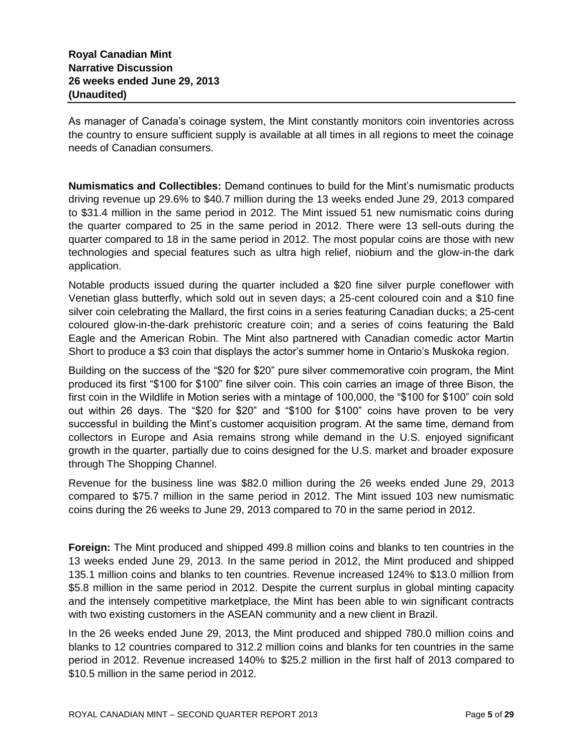As manager of Canada's coinage system, the Mint constantly monitors coin inventories across the country to ensure sufficient supply is available at all times in all regions to meet the coinage needs of Canadian consumers.

**Numismatics and Collectibles:** Demand continues to build for the Mint's numismatic products driving revenue up 29.6% to $40.7 million during the 13 weeks ended June 29, 2013 compared to $31.4 million in the same period in 2012. The Mint issued 51 new numismatic coins during the quarter compared to 25 in the same period in 2012. There were 13 sell-outs during the quarter compared to 18 in the same period in 2012. The most popular coins are those with new technologies and special features such as ultra high relief, niobium and the glow-in-the dark application.

Notable products issued during the quarter included a $20 fine silver purple coneflower with Venetian glass butterfly, which sold out in seven days; a 25-cent coloured coin and a $10 fine silver coin celebrating the Mallard, the first coins in a series featuring Canadian ducks; a 25-cent coloured glow-in-the-dark prehistoric creature coin; and a series of coins featuring the Bald Eagle and the American Robin. The Mint also partnered with Canadian comedic actor Martin Short to produce a $3 coin that displays the actor's summer home in Ontario's Muskoka region.

Building on the success of the "$20 for $20" pure silver commemorative coin program, the Mint produced its first "$100 for $100" fine silver coin. This coin carries an image of three Bison, the first coin in the Wildlife in Motion series with a mintage of 100,000, the "$100 for $100" coin sold out within 26 days. The "$20 for $20" and "$100 for $100" coins have proven to be very successful in building the Mint's customer acquisition program. At the same time, demand from collectors in Europe and Asia remains strong while demand in the U.S. enjoyed significant growth in the quarter, partially due to coins designed for the U.S. market and broader exposure through The Shopping Channel.

Revenue for the business line was $82.0 million during the 26 weeks ended June 29, 2013 compared to $75.7 million in the same period in 2012. The Mint issued 103 new numismatic coins during the 26 weeks to June 29, 2013 compared to 70 in the same period in 2012.

**Foreign:** The Mint produced and shipped 499.8 million coins and blanks to ten countries in the 13 weeks ended June 29, 2013. In the same period in 2012, the Mint produced and shipped 135.1 million coins and blanks to ten countries. Revenue increased 124% to $13.0 million from $5.8 million in the same period in 2012. Despite the current surplus in global minting capacity and the intensely competitive marketplace, the Mint has been able to win significant contracts with two existing customers in the ASEAN community and a new client in Brazil.

In the 26 weeks ended June 29, 2013, the Mint produced and shipped 780.0 million coins and blanks to 12 countries compared to 312.2 million coins and blanks for ten countries in the same period in 2012. Revenue increased 140% to $25.2 million in the first half of 2013 compared to $10.5 million in the same period in 2012.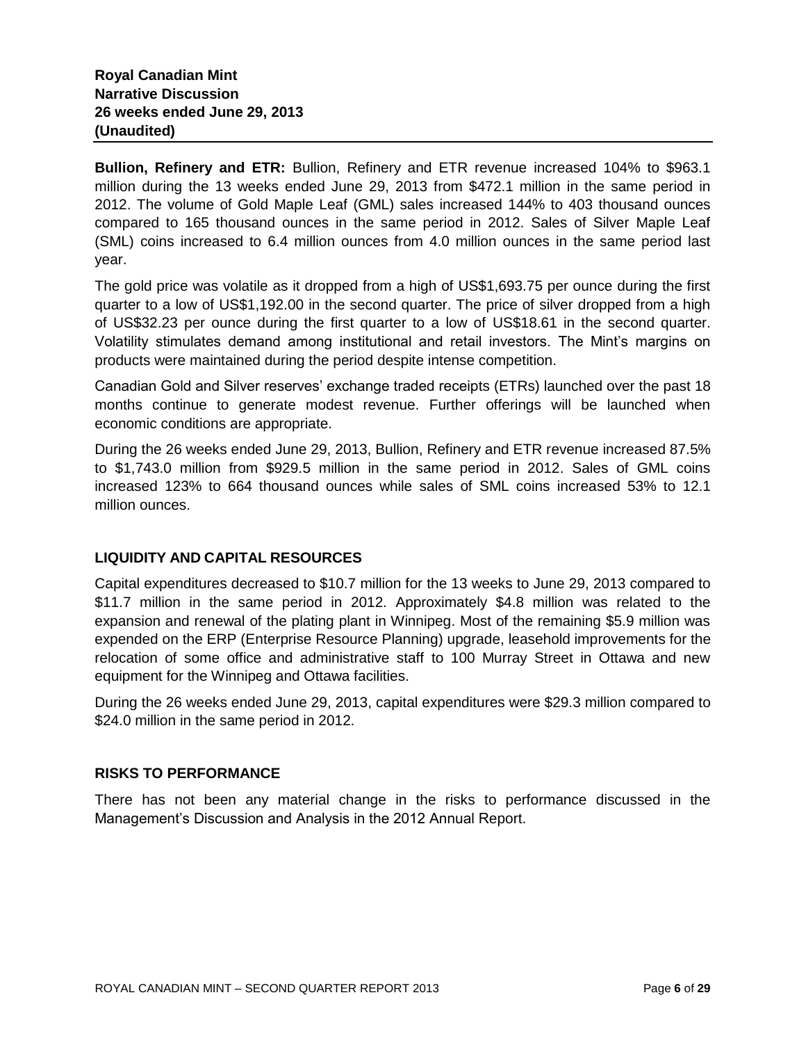**Bullion, Refinery and ETR:** Bullion, Refinery and ETR revenue increased 104% to $963.1 million during the 13 weeks ended June 29, 2013 from $472.1 million in the same period in 2012. The volume of Gold Maple Leaf (GML) sales increased 144% to 403 thousand ounces compared to 165 thousand ounces in the same period in 2012. Sales of Silver Maple Leaf (SML) coins increased to 6.4 million ounces from 4.0 million ounces in the same period last year.

The gold price was volatile as it dropped from a high of US$1,693.75 per ounce during the first quarter to a low of US$1,192.00 in the second quarter. The price of silver dropped from a high of US$32.23 per ounce during the first quarter to a low of US$18.61 in the second quarter. Volatility stimulates demand among institutional and retail investors. The Mint's margins on products were maintained during the period despite intense competition.

Canadian Gold and Silver reserves' exchange traded receipts (ETRs) launched over the past 18 months continue to generate modest revenue. Further offerings will be launched when economic conditions are appropriate.

During the 26 weeks ended June 29, 2013, Bullion, Refinery and ETR revenue increased 87.5% to $1,743.0 million from $929.5 million in the same period in 2012. Sales of GML coins increased 123% to 664 thousand ounces while sales of SML coins increased 53% to 12.1 million ounces.

## LIQUIDITY AND CAPITAL RESOURCES

Capital expenditures decreased to $10.7 million for the 13 weeks to June 29, 2013 compared to $11.7 million in the same period in 2012. Approximately $4.8 million was related to the expansion and renewal of the plating plant in Winnipeg. Most of the remaining $5.9 million was expended on the ERP (Enterprise Resource Planning) upgrade, leasehold improvements for the relocation of some office and administrative staff to 100 Murray Street in Ottawa and new equipment for the Winnipeg and Ottawa facilities.

During the 26 weeks ended June 29, 2013, capital expenditures were $29.3 million compared to $24.0 million in the same period in 2012.

## RISKS TO PERFORMANCE

There has not been any material change in the risks to performance discussed in the Management's Discussion and Analysis in the 2012 Annual Report.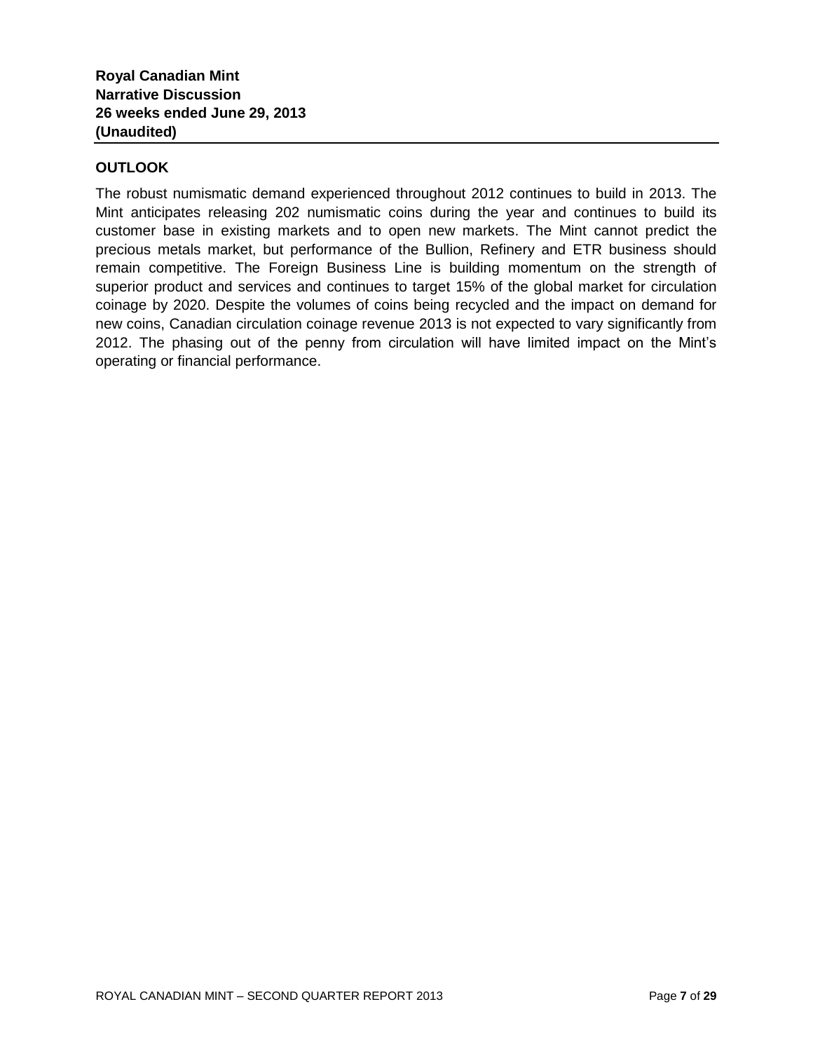## OUTLOOK

The robust numismatic demand experienced throughout 2012 continues to build in 2013. The Mint anticipates releasing 202 numismatic coins during the year and continues to build its customer base in existing markets and to open new markets. The Mint cannot predict the precious metals market, but performance of the Bullion, Refinery and ETR business should remain competitive. The Foreign Business Line is building momentum on the strength of superior product and services and continues to target 15% of the global market for circulation coinage by 2020. Despite the volumes of coins being recycled and the impact on demand for new coins, Canadian circulation coinage revenue 2013 is not expected to vary significantly from 2012. The phasing out of the penny from circulation will have limited impact on the Mint's operating or financial performance.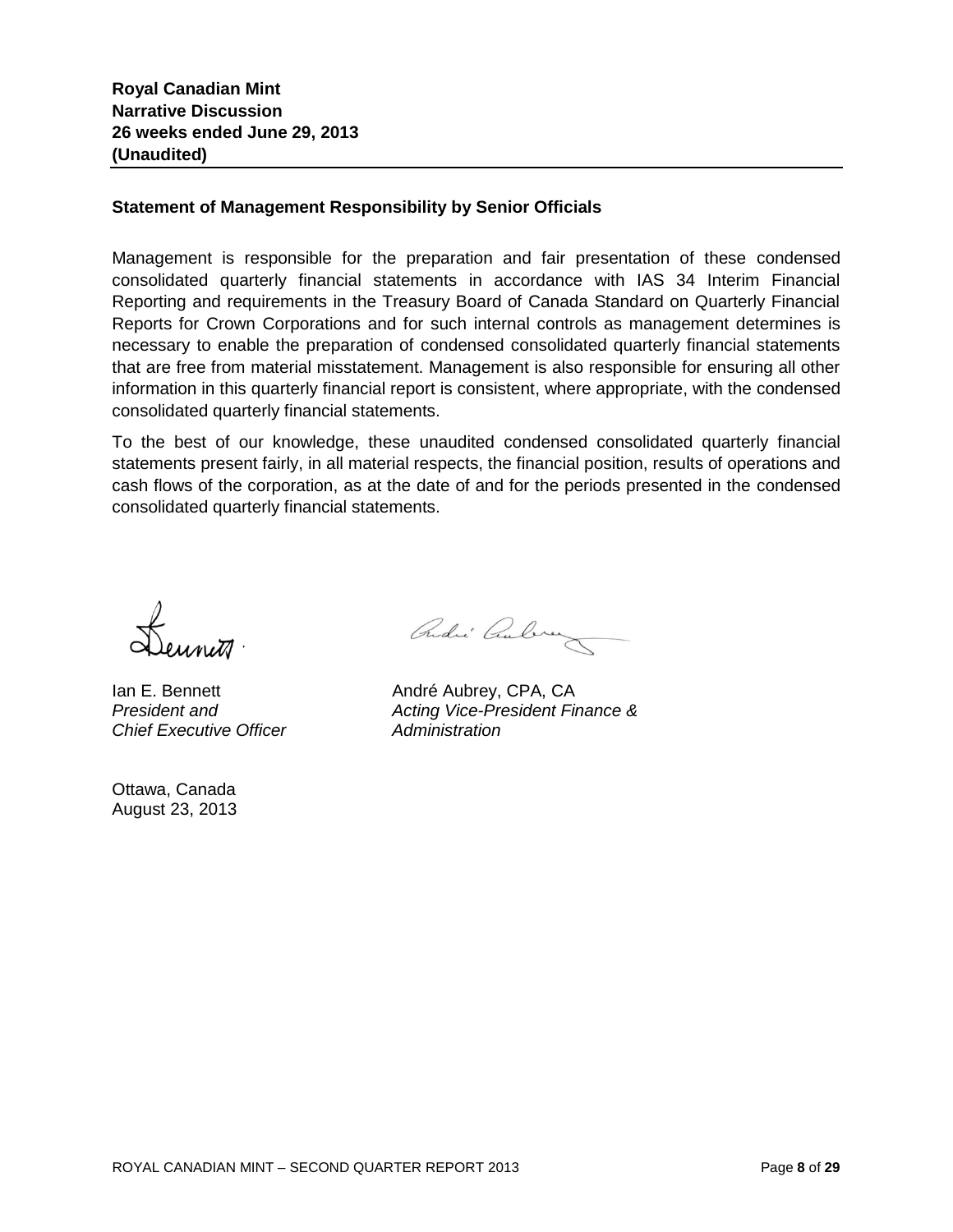**Royal Canadian Mint**
**Narrative Discussion**
**26 weeks ended June 29, 2013**
**(Unaudited)**

### Statement of Management Responsibility by Senior Officials

Management is responsible for the preparation and fair presentation of these condensed consolidated quarterly financial statements in accordance with IAS 34 Interim Financial Reporting and requirements in the Treasury Board of Canada Standard on Quarterly Financial Reports for Crown Corporations and for such internal controls as management determines is necessary to enable the preparation of condensed consolidated quarterly financial statements that are free from material misstatement. Management is also responsible for ensuring all other information in this quarterly financial report is consistent, where appropriate, with the condensed consolidated quarterly financial statements.

To the best of our knowledge, these unaudited condensed consolidated quarterly financial statements present fairly, in all material respects, the financial position, results of operations and cash flows of the corporation, as at the date of and for the periods presented in the condensed consolidated quarterly financial statements.

Ian E. Bennett
*President and*
*Chief Executive Officer*

André Aubrey, CPA, CA
*Acting Vice-President Finance &*
*Administration*

Ottawa, Canada
August 23, 2013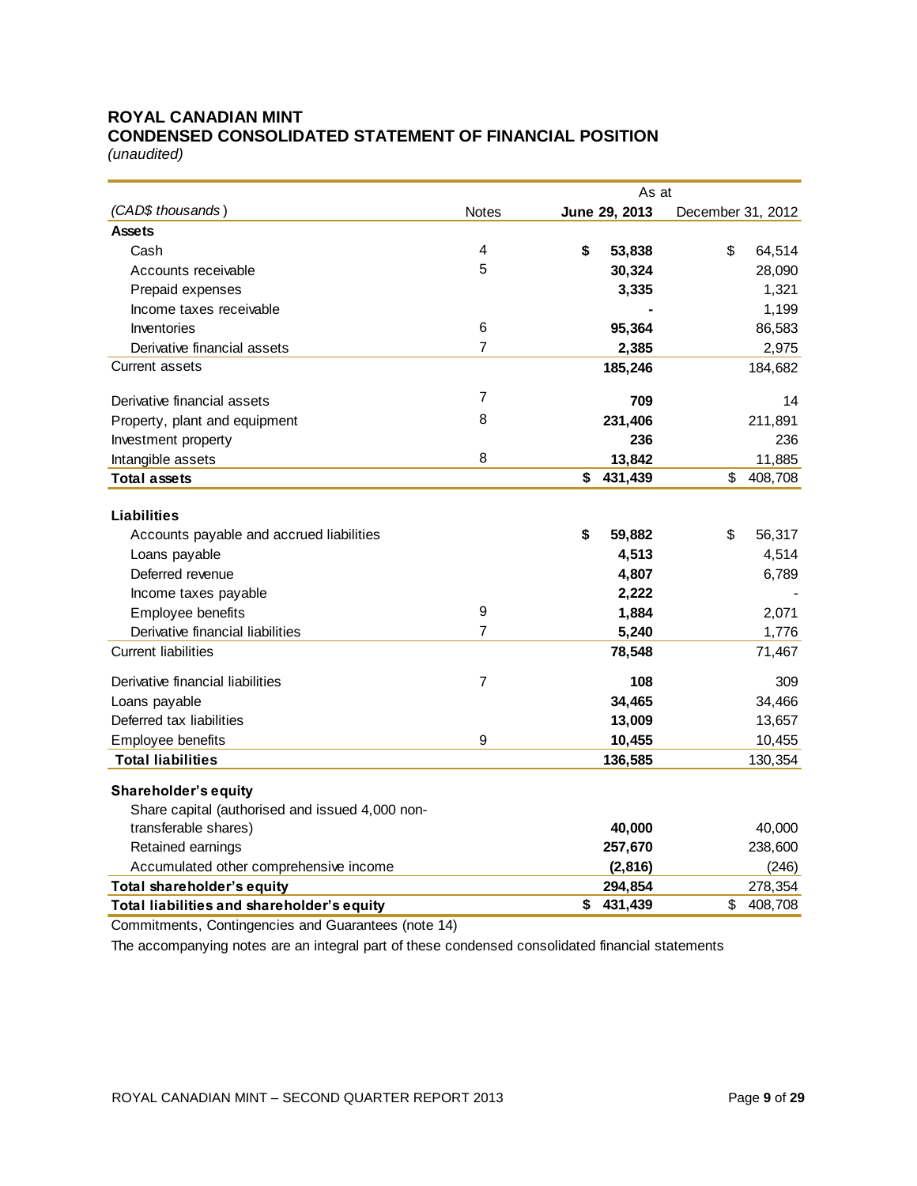# ROYAL CANADIAN MINT
## CONDENSED CONSOLIDATED STATEMENT OF FINANCIAL POSITION
*(unaudited)*

| | | As at | |
|---|---|---|---|
| *(CAD$ thousands)* | Notes | **June 29, 2013** | December 31, 2012 |
| **Assets** | | | |
| Cash | 4 | **$ 53,838** | $ 64,514 |
| Accounts receivable | 5 | **30,324** | 28,090 |
| Prepaid expenses | | **3,335** | 1,321 |
| Income taxes receivable | | **-** | 1,199 |
| Inventories | 6 | **95,364** | 86,583 |
| Derivative financial assets | 7 | **2,385** | 2,975 |
| Current assets | | **185,246** | 184,682 |
| Derivative financial assets | 7 | **709** | 14 |
| Property, plant and equipment | 8 | **231,406** | 211,891 |
| Investment property | | **236** | 236 |
| Intangible assets | 8 | **13,842** | 11,885 |
| **Total assets** | | **$ 431,439** | $ 408,708 |
| **Liabilities** | | | |
| Accounts payable and accrued liabilities | | **$ 59,882** | $ 56,317 |
| Loans payable | | **4,513** | 4,514 |
| Deferred revenue | | **4,807** | 6,789 |
| Income taxes payable | | **2,222** | - |
| Employee benefits | 9 | **1,884** | 2,071 |
| Derivative financial liabilities | 7 | **5,240** | 1,776 |
| Current liabilities | | **78,548** | 71,467 |
| Derivative financial liabilities | 7 | **108** | 309 |
| Loans payable | | **34,465** | 34,466 |
| Deferred tax liabilities | | **13,009** | 13,657 |
| Employee benefits | 9 | **10,455** | 10,455 |
| **Total liabilities** | | **136,585** | 130,354 |
| **Shareholder's equity** | | | |
| Share capital (authorised and issued 4,000 non-transferable shares) | | **40,000** | 40,000 |
| Retained earnings | | **257,670** | 238,600 |
| Accumulated other comprehensive income | | **(2,816)** | (246) |
| **Total shareholder's equity** | | **294,854** | 278,354 |
| **Total liabilities and shareholder's equity** | | **$ 431,439** | $ 408,708 |

Commitments, Contingencies and Guarantees (note 14)

The accompanying notes are an integral part of these condensed consolidated financial statements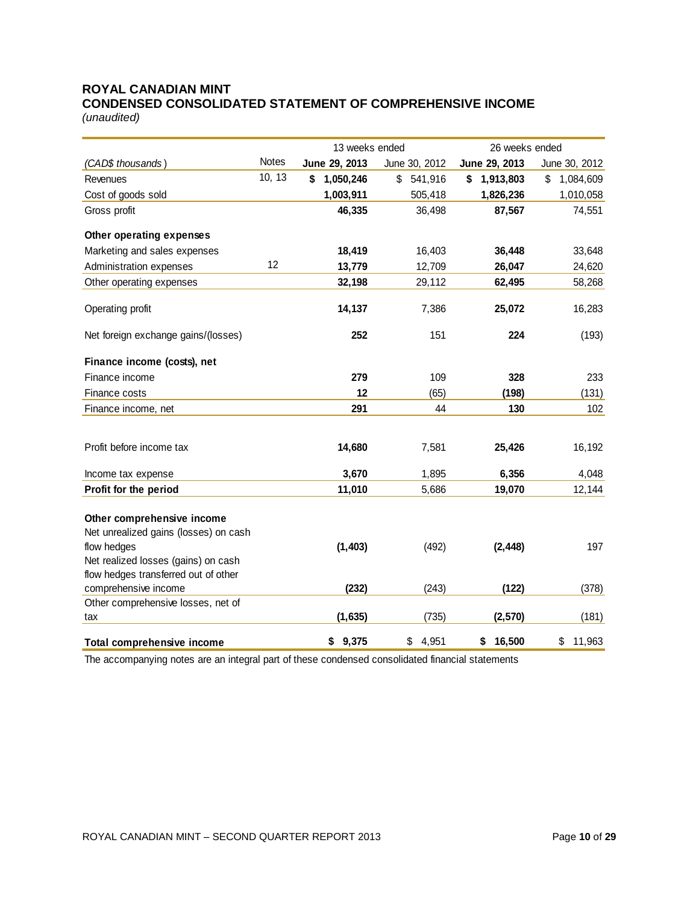## ROYAL CANADIAN MINT
## CONDENSED CONSOLIDATED STATEMENT OF COMPREHENSIVE INCOME
*(unaudited)*

| | | 13 weeks ended | | 26 weeks ended | |
|---|---|---|---|---|---|
| *(CAD$ thousands)* | Notes | **June 29, 2013** | June 30, 2012 | **June 29, 2013** | June 30, 2012 |
| Revenues | 10, 13 | **$ 1,050,246** | $ 541,916 | **$ 1,913,803** | $ 1,084,609 |
| Cost of goods sold | | **1,003,911** | 505,418 | **1,826,236** | 1,010,058 |
| Gross profit | | **46,335** | 36,498 | **87,567** | 74,551 |
| **Other operating expenses** | | | | | |
| Marketing and sales expenses | | **18,419** | 16,403 | **36,448** | 33,648 |
| Administration expenses | 12 | **13,779** | 12,709 | **26,047** | 24,620 |
| Other operating expenses | | **32,198** | 29,112 | **62,495** | 58,268 |
| Operating profit | | **14,137** | 7,386 | **25,072** | 16,283 |
| Net foreign exchange gains/(losses) | | **252** | 151 | **224** | (193) |
| **Finance income (costs), net** | | | | | |
| Finance income | | **279** | 109 | **328** | 233 |
| Finance costs | | **12** | (65) | **(198)** | (131) |
| Finance income, net | | **291** | 44 | **130** | 102 |
| Profit before income tax | | **14,680** | 7,581 | **25,426** | 16,192 |
| Income tax expense | | **3,670** | 1,895 | **6,356** | 4,048 |
| **Profit for the period** | | **11,010** | 5,686 | **19,070** | 12,144 |
| **Other comprehensive income** | | | | | |
| Net unrealized gains (losses) on cash flow hedges | | **(1,403)** | (492) | **(2,448)** | 197 |
| Net realized losses (gains) on cash flow hedges transferred out of other comprehensive income | | **(232)** | (243) | **(122)** | (378) |
| Other comprehensive losses, net of tax | | **(1,635)** | (735) | **(2,570)** | (181) |
| **Total comprehensive income** | | **$ 9,375** | $ 4,951 | **$ 16,500** | $ 11,963 |

The accompanying notes are an integral part of these condensed consolidated financial statements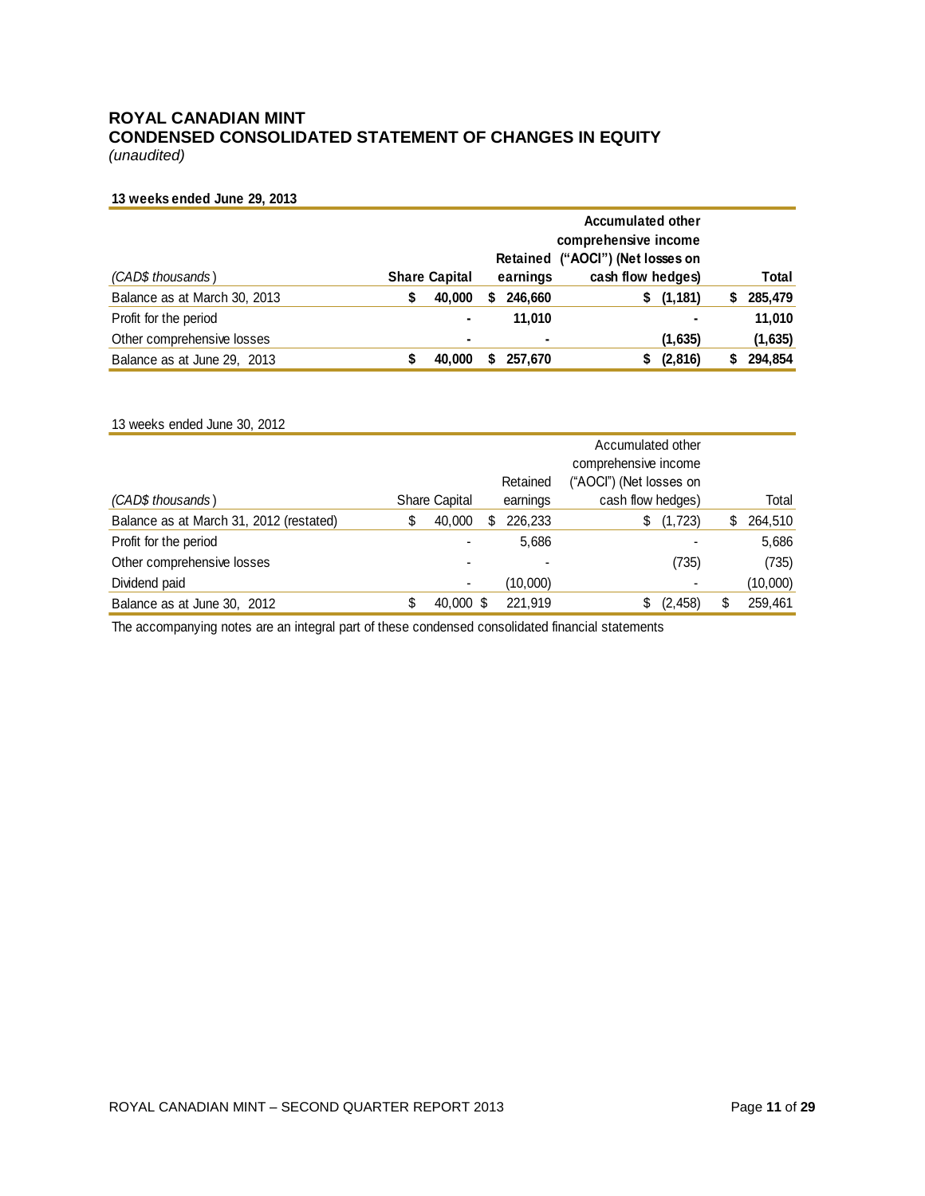# ROYAL CANADIAN MINT
## CONDENSED CONSOLIDATED STATEMENT OF CHANGES IN EQUITY
*(unaudited)*

**13 weeks ended June 29, 2013**

| *(CAD$ thousands)* | **Share Capital** | **Retained earnings** | **Accumulated other comprehensive income ("AOCI") (Net losses on cash flow hedges)** | **Total** |
|---|---|---|---|---|
| Balance as at March 30, 2013 | **$ 40,000** | **$ 246,660** | **$ (1,181)** | **$ 285,479** |
| Profit for the period | **-** | **11,010** | **-** | **11,010** |
| Other comprehensive losses | **-** | **-** | **(1,635)** | **(1,635)** |
| Balance as at June 29, 2013 | **$ 40,000** | **$ 257,670** | **$ (2,816)** | **$ 294,854** |

13 weeks ended June 30, 2012

| *(CAD$ thousands)* | Share Capital | Retained earnings | Accumulated other comprehensive income ("AOCI") (Net losses on cash flow hedges) | Total |
|---|---|---|---|---|
| Balance as at March 31, 2012 (restated) | $ 40,000 | $ 226,233 | $ (1,723) | $ 264,510 |
| Profit for the period | - | 5,686 | - | 5,686 |
| Other comprehensive losses | - | - | (735) | (735) |
| Dividend paid | - | (10,000) | - | (10,000) |
| Balance as at June 30, 2012 | $ 40,000 | $ 221,919 | $ (2,458) | $ 259,461 |

The accompanying notes are an integral part of these condensed consolidated financial statements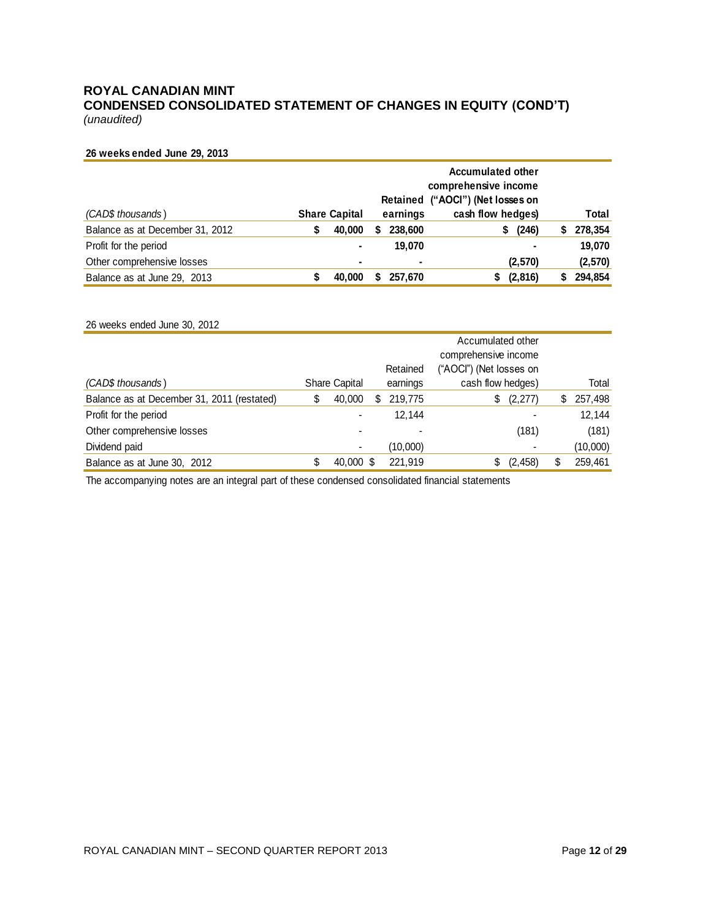# ROYAL CANADIAN MINT
## CONDENSED CONSOLIDATED STATEMENT OF CHANGES IN EQUITY (COND'T)
*(unaudited)*

**26 weeks ended June 29, 2013**

| *(CAD$ thousands)* | **Share Capital** | **Retained earnings** | **Accumulated other comprehensive income ("AOCI") (Net losses on cash flow hedges)** | **Total** |
|---|---|---|---|---|
| Balance as at December 31, 2012 | **$ 40,000** | **$ 238,600** | **$ (246)** | **$ 278,354** |
| Profit for the period | **-** | **19,070** | **-** | **19,070** |
| Other comprehensive losses | **-** | **-** | **(2,570)** | **(2,570)** |
| Balance as at June 29, 2013 | **$ 40,000** | **$ 257,670** | **$ (2,816)** | **$ 294,854** |

26 weeks ended June 30, 2012

| *(CAD$ thousands)* | Share Capital | Retained earnings | Accumulated other comprehensive income ("AOCI") (Net losses on cash flow hedges) | Total |
|---|---|---|---|---|
| Balance as at December 31, 2011 (restated) | $ 40,000 | $ 219,775 | $ (2,277) | $ 257,498 |
| Profit for the period | - | 12,144 | - | 12,144 |
| Other comprehensive losses | - | - | (181) | (181) |
| Dividend paid | - | (10,000) | - | (10,000) |
| Balance as at June 30, 2012 | $ 40,000 | $ 221,919 | $ (2,458) | $ 259,461 |

The accompanying notes are an integral part of these condensed consolidated financial statements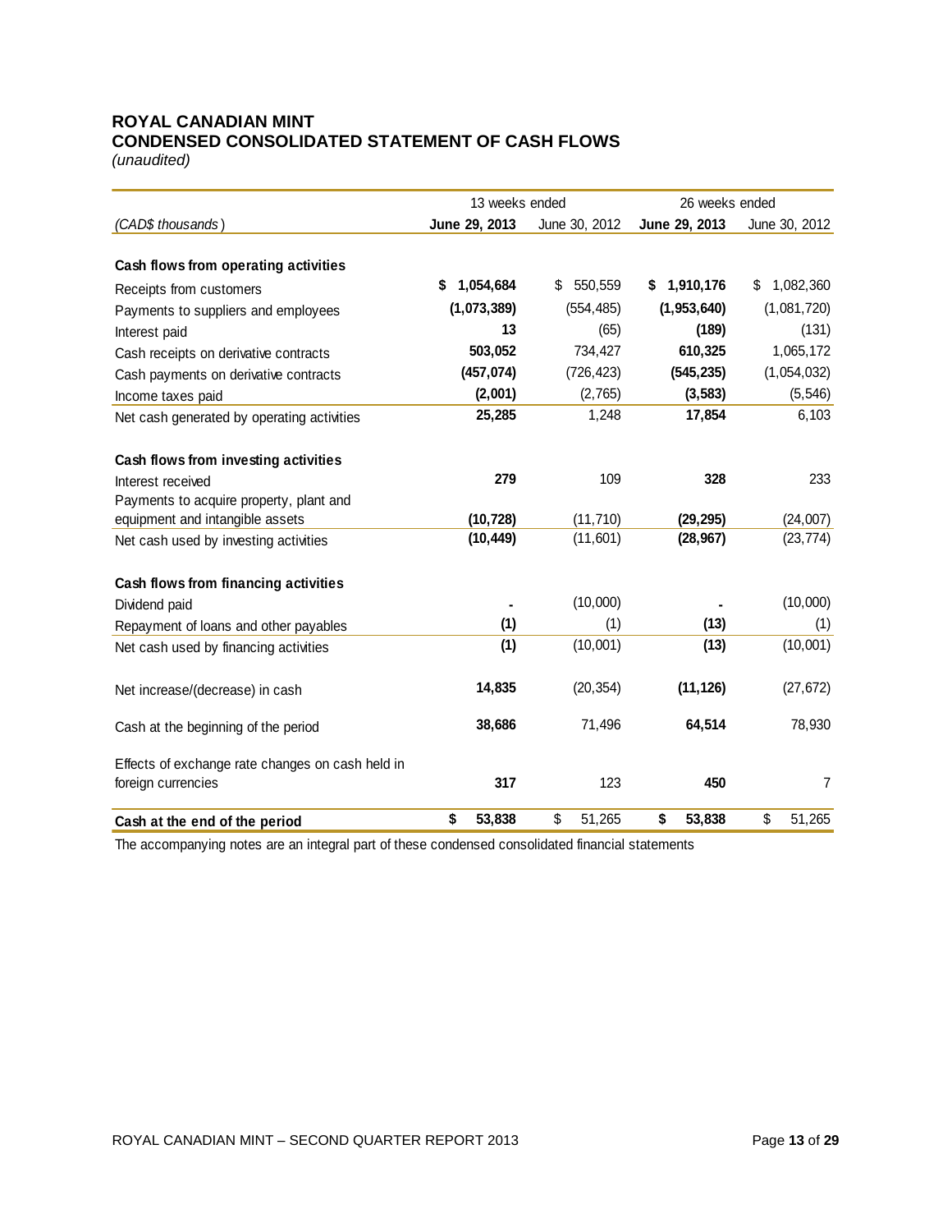# ROYAL CANADIAN MINT

## CONDENSED CONSOLIDATED STATEMENT OF CASH FLOWS

*(unaudited)*

| | 13 weeks ended | | 26 weeks ended | |
|---|---|---|---|---|
| *(CAD$ thousands)* | **June 29, 2013** | June 30, 2012 | **June 29, 2013** | June 30, 2012 |
| **Cash flows from operating activities** | | | | |
| Receipts from customers | **$ 1,054,684** | $ 550,559 | **$ 1,910,176** | $ 1,082,360 |
| Payments to suppliers and employees | **(1,073,389)** | (554,485) | **(1,953,640)** | (1,081,720) |
| Interest paid | **13** | (65) | **(189)** | (131) |
| Cash receipts on derivative contracts | **503,052** | 734,427 | **610,325** | 1,065,172 |
| Cash payments on derivative contracts | **(457,074)** | (726,423) | **(545,235)** | (1,054,032) |
| Income taxes paid | **(2,001)** | (2,765) | **(3,583)** | (5,546) |
| Net cash generated by operating activities | **25,285** | 1,248 | **17,854** | 6,103 |
| **Cash flows from investing activities** | | | | |
| Interest received | **279** | 109 | **328** | 233 |
| Payments to acquire property, plant and equipment and intangible assets | **(10,728)** | (11,710) | **(29,295)** | (24,007) |
| Net cash used by investing activities | **(10,449)** | (11,601) | **(28,967)** | (23,774) |
| **Cash flows from financing activities** | | | | |
| Dividend paid | **-** | (10,000) | **-** | (10,000) |
| Repayment of loans and other payables | **(1)** | (1) | **(13)** | (1) |
| Net cash used by financing activities | **(1)** | (10,001) | **(13)** | (10,001) |
| Net increase/(decrease) in cash | **14,835** | (20,354) | **(11,126)** | (27,672) |
| Cash at the beginning of the period | **38,686** | 71,496 | **64,514** | 78,930 |
| Effects of exchange rate changes on cash held in foreign currencies | **317** | 123 | **450** | 7 |
| **Cash at the end of the period** | **$ 53,838** | $ 51,265 | **$ 53,838** | $ 51,265 |

The accompanying notes are an integral part of these condensed consolidated financial statements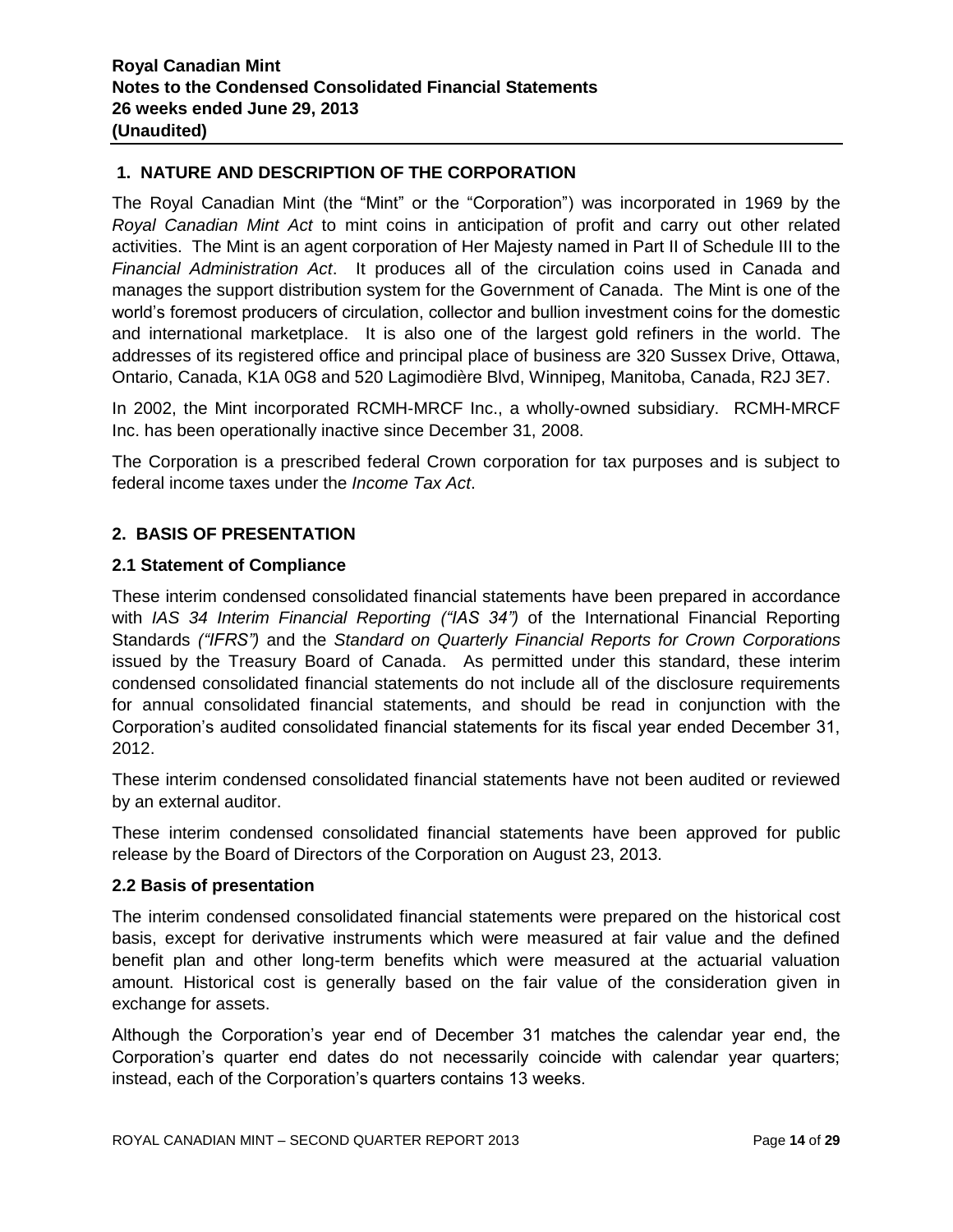## 1. NATURE AND DESCRIPTION OF THE CORPORATION

The Royal Canadian Mint (the "Mint" or the "Corporation") was incorporated in 1969 by the *Royal Canadian Mint Act* to mint coins in anticipation of profit and carry out other related activities. The Mint is an agent corporation of Her Majesty named in Part II of Schedule III to the *Financial Administration Act*. It produces all of the circulation coins used in Canada and manages the support distribution system for the Government of Canada. The Mint is one of the world's foremost producers of circulation, collector and bullion investment coins for the domestic and international marketplace. It is also one of the largest gold refiners in the world. The addresses of its registered office and principal place of business are 320 Sussex Drive, Ottawa, Ontario, Canada, K1A 0G8 and 520 Lagimodière Blvd, Winnipeg, Manitoba, Canada, R2J 3E7.

In 2002, the Mint incorporated RCMH-MRCF Inc., a wholly-owned subsidiary. RCMH-MRCF Inc. has been operationally inactive since December 31, 2008.

The Corporation is a prescribed federal Crown corporation for tax purposes and is subject to federal income taxes under the *Income Tax Act*.

## 2. BASIS OF PRESENTATION

### 2.1 Statement of Compliance

These interim condensed consolidated financial statements have been prepared in accordance with *IAS 34 Interim Financial Reporting ("IAS 34")* of the International Financial Reporting Standards *("IFRS")* and the *Standard on Quarterly Financial Reports for Crown Corporations* issued by the Treasury Board of Canada. As permitted under this standard, these interim condensed consolidated financial statements do not include all of the disclosure requirements for annual consolidated financial statements, and should be read in conjunction with the Corporation's audited consolidated financial statements for its fiscal year ended December 31, 2012.

These interim condensed consolidated financial statements have not been audited or reviewed by an external auditor.

These interim condensed consolidated financial statements have been approved for public release by the Board of Directors of the Corporation on August 23, 2013.

### 2.2 Basis of presentation

The interim condensed consolidated financial statements were prepared on the historical cost basis, except for derivative instruments which were measured at fair value and the defined benefit plan and other long-term benefits which were measured at the actuarial valuation amount. Historical cost is generally based on the fair value of the consideration given in exchange for assets.

Although the Corporation's year end of December 31 matches the calendar year end, the Corporation's quarter end dates do not necessarily coincide with calendar year quarters; instead, each of the Corporation's quarters contains 13 weeks.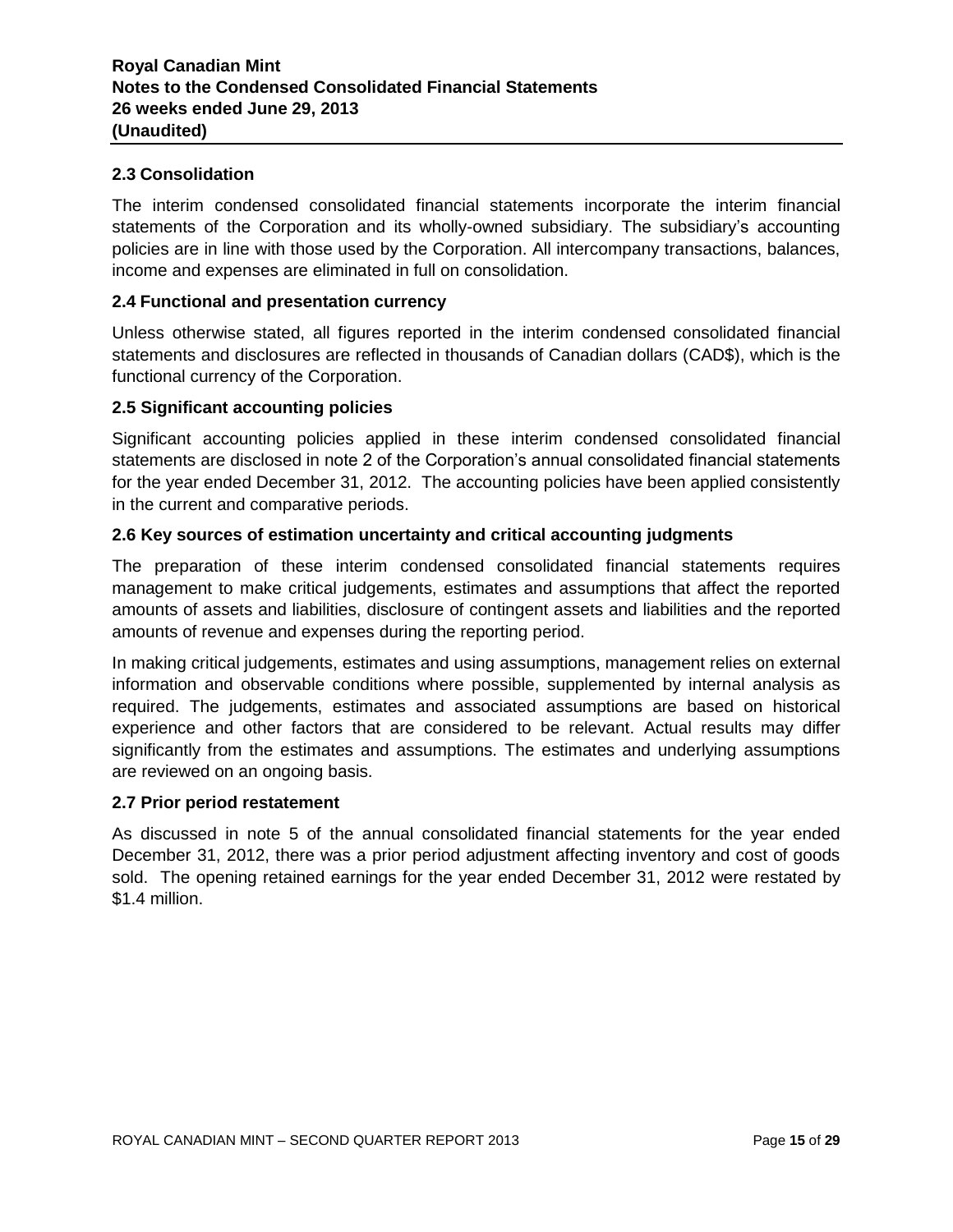### 2.3 Consolidation

The interim condensed consolidated financial statements incorporate the interim financial statements of the Corporation and its wholly-owned subsidiary. The subsidiary's accounting policies are in line with those used by the Corporation. All intercompany transactions, balances, income and expenses are eliminated in full on consolidation.

### 2.4 Functional and presentation currency

Unless otherwise stated, all figures reported in the interim condensed consolidated financial statements and disclosures are reflected in thousands of Canadian dollars (CAD$), which is the functional currency of the Corporation.

### 2.5 Significant accounting policies

Significant accounting policies applied in these interim condensed consolidated financial statements are disclosed in note 2 of the Corporation's annual consolidated financial statements for the year ended December 31, 2012. The accounting policies have been applied consistently in the current and comparative periods.

### 2.6 Key sources of estimation uncertainty and critical accounting judgments

The preparation of these interim condensed consolidated financial statements requires management to make critical judgements, estimates and assumptions that affect the reported amounts of assets and liabilities, disclosure of contingent assets and liabilities and the reported amounts of revenue and expenses during the reporting period.

In making critical judgements, estimates and using assumptions, management relies on external information and observable conditions where possible, supplemented by internal analysis as required. The judgements, estimates and associated assumptions are based on historical experience and other factors that are considered to be relevant. Actual results may differ significantly from the estimates and assumptions. The estimates and underlying assumptions are reviewed on an ongoing basis.

### 2.7 Prior period restatement

As discussed in note 5 of the annual consolidated financial statements for the year ended December 31, 2012, there was a prior period adjustment affecting inventory and cost of goods sold. The opening retained earnings for the year ended December 31, 2012 were restated by $1.4 million.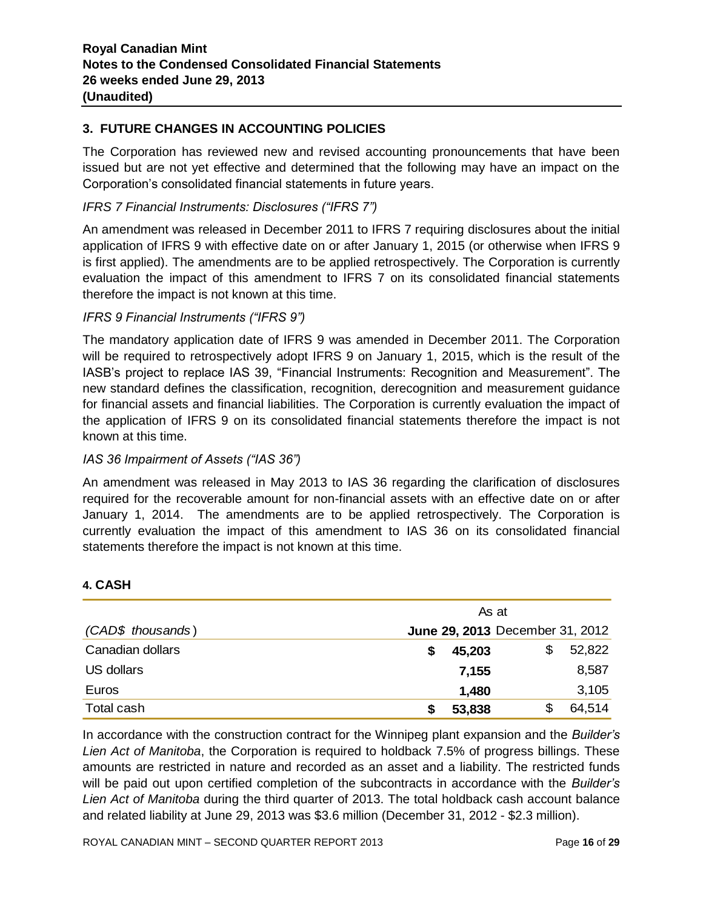## 3. FUTURE CHANGES IN ACCOUNTING POLICIES

The Corporation has reviewed new and revised accounting pronouncements that have been issued but are not yet effective and determined that the following may have an impact on the Corporation's consolidated financial statements in future years.

*IFRS 7 Financial Instruments: Disclosures ("IFRS 7")*

An amendment was released in December 2011 to IFRS 7 requiring disclosures about the initial application of IFRS 9 with effective date on or after January 1, 2015 (or otherwise when IFRS 9 is first applied). The amendments are to be applied retrospectively. The Corporation is currently evaluation the impact of this amendment to IFRS 7 on its consolidated financial statements therefore the impact is not known at this time.

*IFRS 9 Financial Instruments ("IFRS 9")*

The mandatory application date of IFRS 9 was amended in December 2011. The Corporation will be required to retrospectively adopt IFRS 9 on January 1, 2015, which is the result of the IASB's project to replace IAS 39, "Financial Instruments: Recognition and Measurement". The new standard defines the classification, recognition, derecognition and measurement guidance for financial assets and financial liabilities. The Corporation is currently evaluation the impact of the application of IFRS 9 on its consolidated financial statements therefore the impact is not known at this time.

*IAS 36 Impairment of Assets ("IAS 36")*

An amendment was released in May 2013 to IAS 36 regarding the clarification of disclosures required for the recoverable amount for non-financial assets with an effective date on or after January 1, 2014. The amendments are to be applied retrospectively. The Corporation is currently evaluation the impact of this amendment to IAS 36 on its consolidated financial statements therefore the impact is not known at this time.

## 4. CASH

| | As at | |
|---|---|---|
| *(CAD$ thousands)* | **June 29, 2013** | December 31, 2012 |
| Canadian dollars | **$ 45,203** | $ 52,822 |
| US dollars | **7,155** | 8,587 |
| Euros | **1,480** | 3,105 |
| Total cash | **$ 53,838** | $ 64,514 |

In accordance with the construction contract for the Winnipeg plant expansion and the *Builder's Lien Act of Manitoba*, the Corporation is required to holdback 7.5% of progress billings. These amounts are restricted in nature and recorded as an asset and a liability. The restricted funds will be paid out upon certified completion of the subcontracts in accordance with the *Builder's Lien Act of Manitoba* during the third quarter of 2013. The total holdback cash account balance and related liability at June 29, 2013 was $3.6 million (December 31, 2012 - $2.3 million).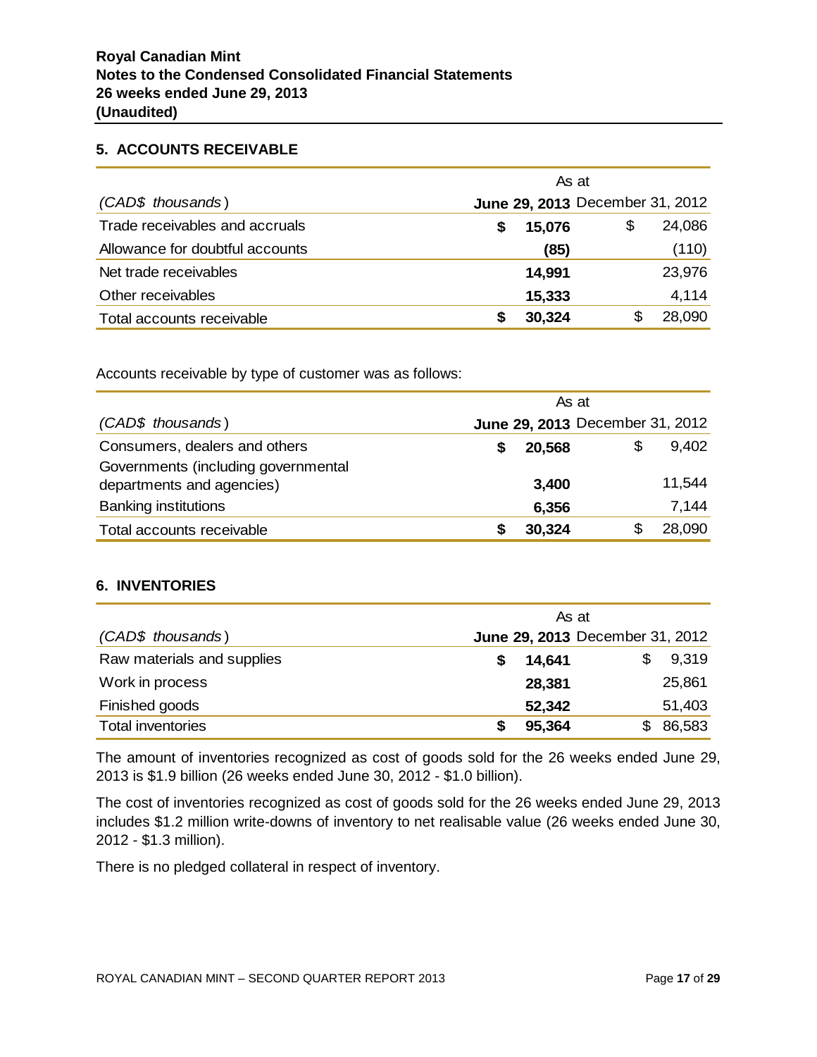## 5. ACCOUNTS RECEIVABLE

| (CAD$ thousands) | As at June 29, 2013 | As at December 31, 2012 |
|---|---|---|
| Trade receivables and accruals | **$ 15,076** | $ 24,086 |
| Allowance for doubtful accounts | **(85)** | (110) |
| Net trade receivables | **14,991** | 23,976 |
| Other receivables | **15,333** | 4,114 |
| Total accounts receivable | **$ 30,324** | $ 28,090 |

Accounts receivable by type of customer was as follows:

| (CAD$ thousands) | As at June 29, 2013 | As at December 31, 2012 |
|---|---|---|
| Consumers, dealers and others | **$ 20,568** | $ 9,402 |
| Governments (including governmental departments and agencies) | **3,400** | 11,544 |
| Banking institutions | **6,356** | 7,144 |
| Total accounts receivable | **$ 30,324** | $ 28,090 |

## 6. INVENTORIES

| (CAD$ thousands) | As at June 29, 2013 | As at December 31, 2012 |
|---|---|---|
| Raw materials and supplies | **$ 14,641** | $ 9,319 |
| Work in process | **28,381** | 25,861 |
| Finished goods | **52,342** | 51,403 |
| Total inventories | **$ 95,364** | $ 86,583 |

The amount of inventories recognized as cost of goods sold for the 26 weeks ended June 29, 2013 is $1.9 billion (26 weeks ended June 30, 2012 - $1.0 billion).

The cost of inventories recognized as cost of goods sold for the 26 weeks ended June 29, 2013 includes $1.2 million write-downs of inventory to net realisable value (26 weeks ended June 30, 2012 - $1.3 million).

There is no pledged collateral in respect of inventory.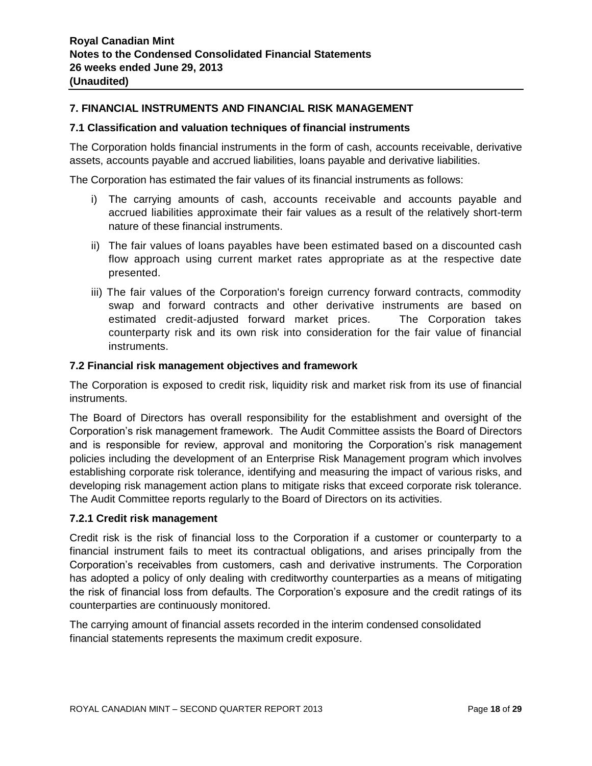## 7. FINANCIAL INSTRUMENTS AND FINANCIAL RISK MANAGEMENT

### 7.1 Classification and valuation techniques of financial instruments

The Corporation holds financial instruments in the form of cash, accounts receivable, derivative assets, accounts payable and accrued liabilities, loans payable and derivative liabilities.

The Corporation has estimated the fair values of its financial instruments as follows:

i) The carrying amounts of cash, accounts receivable and accounts payable and accrued liabilities approximate their fair values as a result of the relatively short-term nature of these financial instruments.

ii) The fair values of loans payables have been estimated based on a discounted cash flow approach using current market rates appropriate as at the respective date presented.

iii) The fair values of the Corporation's foreign currency forward contracts, commodity swap and forward contracts and other derivative instruments are based on estimated credit-adjusted forward market prices. The Corporation takes counterparty risk and its own risk into consideration for the fair value of financial instruments.

### 7.2 Financial risk management objectives and framework

The Corporation is exposed to credit risk, liquidity risk and market risk from its use of financial instruments.

The Board of Directors has overall responsibility for the establishment and oversight of the Corporation's risk management framework. The Audit Committee assists the Board of Directors and is responsible for review, approval and monitoring the Corporation's risk management policies including the development of an Enterprise Risk Management program which involves establishing corporate risk tolerance, identifying and measuring the impact of various risks, and developing risk management action plans to mitigate risks that exceed corporate risk tolerance. The Audit Committee reports regularly to the Board of Directors on its activities.

#### 7.2.1 Credit risk management

Credit risk is the risk of financial loss to the Corporation if a customer or counterparty to a financial instrument fails to meet its contractual obligations, and arises principally from the Corporation's receivables from customers, cash and derivative instruments. The Corporation has adopted a policy of only dealing with creditworthy counterparties as a means of mitigating the risk of financial loss from defaults. The Corporation's exposure and the credit ratings of its counterparties are continuously monitored.

The carrying amount of financial assets recorded in the interim condensed consolidated financial statements represents the maximum credit exposure.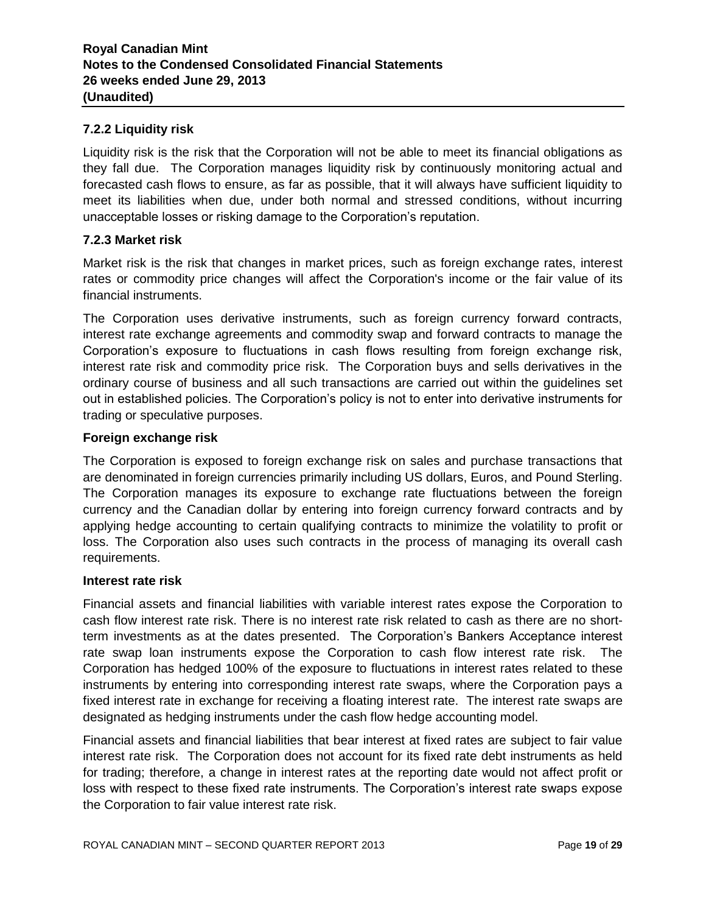### 7.2.2 Liquidity risk

Liquidity risk is the risk that the Corporation will not be able to meet its financial obligations as they fall due. The Corporation manages liquidity risk by continuously monitoring actual and forecasted cash flows to ensure, as far as possible, that it will always have sufficient liquidity to meet its liabilities when due, under both normal and stressed conditions, without incurring unacceptable losses or risking damage to the Corporation's reputation.

### 7.2.3 Market risk

Market risk is the risk that changes in market prices, such as foreign exchange rates, interest rates or commodity price changes will affect the Corporation's income or the fair value of its financial instruments.

The Corporation uses derivative instruments, such as foreign currency forward contracts, interest rate exchange agreements and commodity swap and forward contracts to manage the Corporation's exposure to fluctuations in cash flows resulting from foreign exchange risk, interest rate risk and commodity price risk. The Corporation buys and sells derivatives in the ordinary course of business and all such transactions are carried out within the guidelines set out in established policies. The Corporation's policy is not to enter into derivative instruments for trading or speculative purposes.

**Foreign exchange risk**

The Corporation is exposed to foreign exchange risk on sales and purchase transactions that are denominated in foreign currencies primarily including US dollars, Euros, and Pound Sterling. The Corporation manages its exposure to exchange rate fluctuations between the foreign currency and the Canadian dollar by entering into foreign currency forward contracts and by applying hedge accounting to certain qualifying contracts to minimize the volatility to profit or loss. The Corporation also uses such contracts in the process of managing its overall cash requirements.

**Interest rate risk**

Financial assets and financial liabilities with variable interest rates expose the Corporation to cash flow interest rate risk. There is no interest rate risk related to cash as there are no short-term investments as at the dates presented. The Corporation's Bankers Acceptance interest rate swap loan instruments expose the Corporation to cash flow interest rate risk. The Corporation has hedged 100% of the exposure to fluctuations in interest rates related to these instruments by entering into corresponding interest rate swaps, where the Corporation pays a fixed interest rate in exchange for receiving a floating interest rate. The interest rate swaps are designated as hedging instruments under the cash flow hedge accounting model.

Financial assets and financial liabilities that bear interest at fixed rates are subject to fair value interest rate risk. The Corporation does not account for its fixed rate debt instruments as held for trading; therefore, a change in interest rates at the reporting date would not affect profit or loss with respect to these fixed rate instruments. The Corporation's interest rate swaps expose the Corporation to fair value interest rate risk.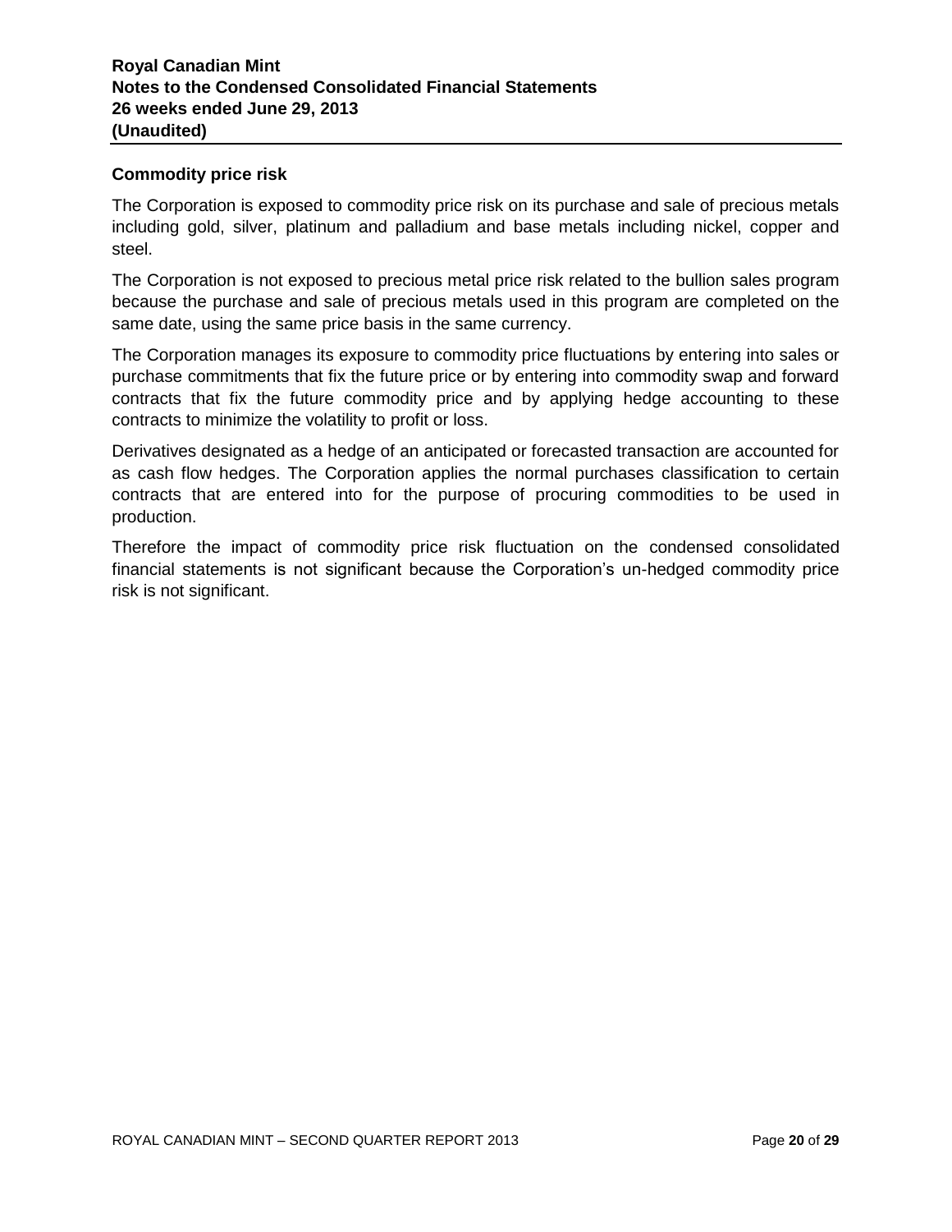## Commodity price risk

The Corporation is exposed to commodity price risk on its purchase and sale of precious metals including gold, silver, platinum and palladium and base metals including nickel, copper and steel.

The Corporation is not exposed to precious metal price risk related to the bullion sales program because the purchase and sale of precious metals used in this program are completed on the same date, using the same price basis in the same currency.

The Corporation manages its exposure to commodity price fluctuations by entering into sales or purchase commitments that fix the future price or by entering into commodity swap and forward contracts that fix the future commodity price and by applying hedge accounting to these contracts to minimize the volatility to profit or loss.

Derivatives designated as a hedge of an anticipated or forecasted transaction are accounted for as cash flow hedges. The Corporation applies the normal purchases classification to certain contracts that are entered into for the purpose of procuring commodities to be used in production.

Therefore the impact of commodity price risk fluctuation on the condensed consolidated financial statements is not significant because the Corporation's un-hedged commodity price risk is not significant.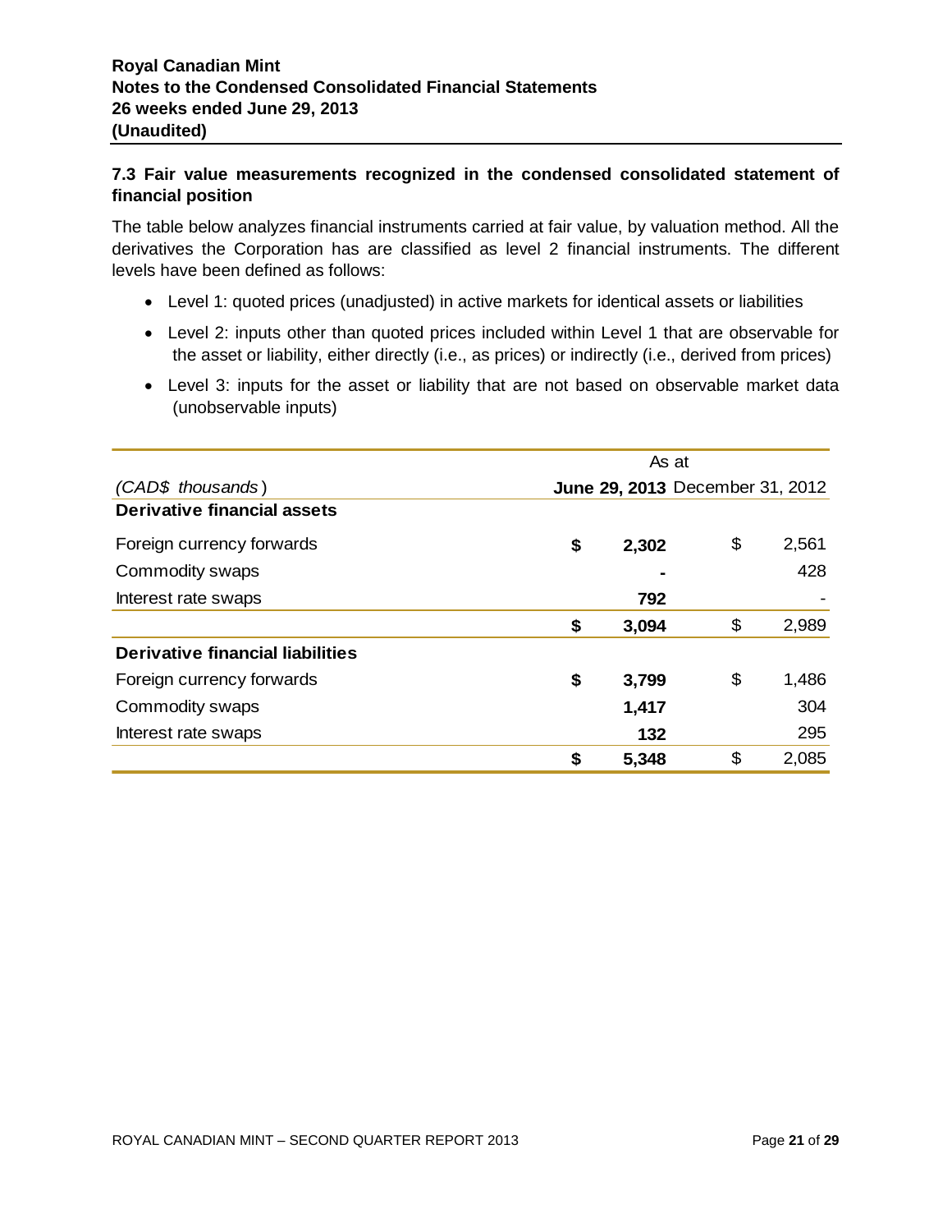### 7.3 Fair value measurements recognized in the condensed consolidated statement of financial position

The table below analyzes financial instruments carried at fair value, by valuation method. All the derivatives the Corporation has are classified as level 2 financial instruments. The different levels have been defined as follows:

- Level 1: quoted prices (unadjusted) in active markets for identical assets or liabilities
- Level 2: inputs other than quoted prices included within Level 1 that are observable for the asset or liability, either directly (i.e., as prices) or indirectly (i.e., derived from prices)
- Level 3: inputs for the asset or liability that are not based on observable market data (unobservable inputs)

| | As at | |
|---|---|---|
| *(CAD$ thousands)* | **June 29, 2013** | December 31, 2012 |
| **Derivative financial assets** | | |
| Foreign currency forwards | **$ 2,302** | $ 2,561 |
| Commodity swaps | **-** | 428 |
| Interest rate swaps | **792** | - |
| | **$ 3,094** | $ 2,989 |
| **Derivative financial liabilities** | | |
| Foreign currency forwards | **$ 3,799** | $ 1,486 |
| Commodity swaps | **1,417** | 304 |
| Interest rate swaps | **132** | 295 |
| | **$ 5,348** | $ 2,085 |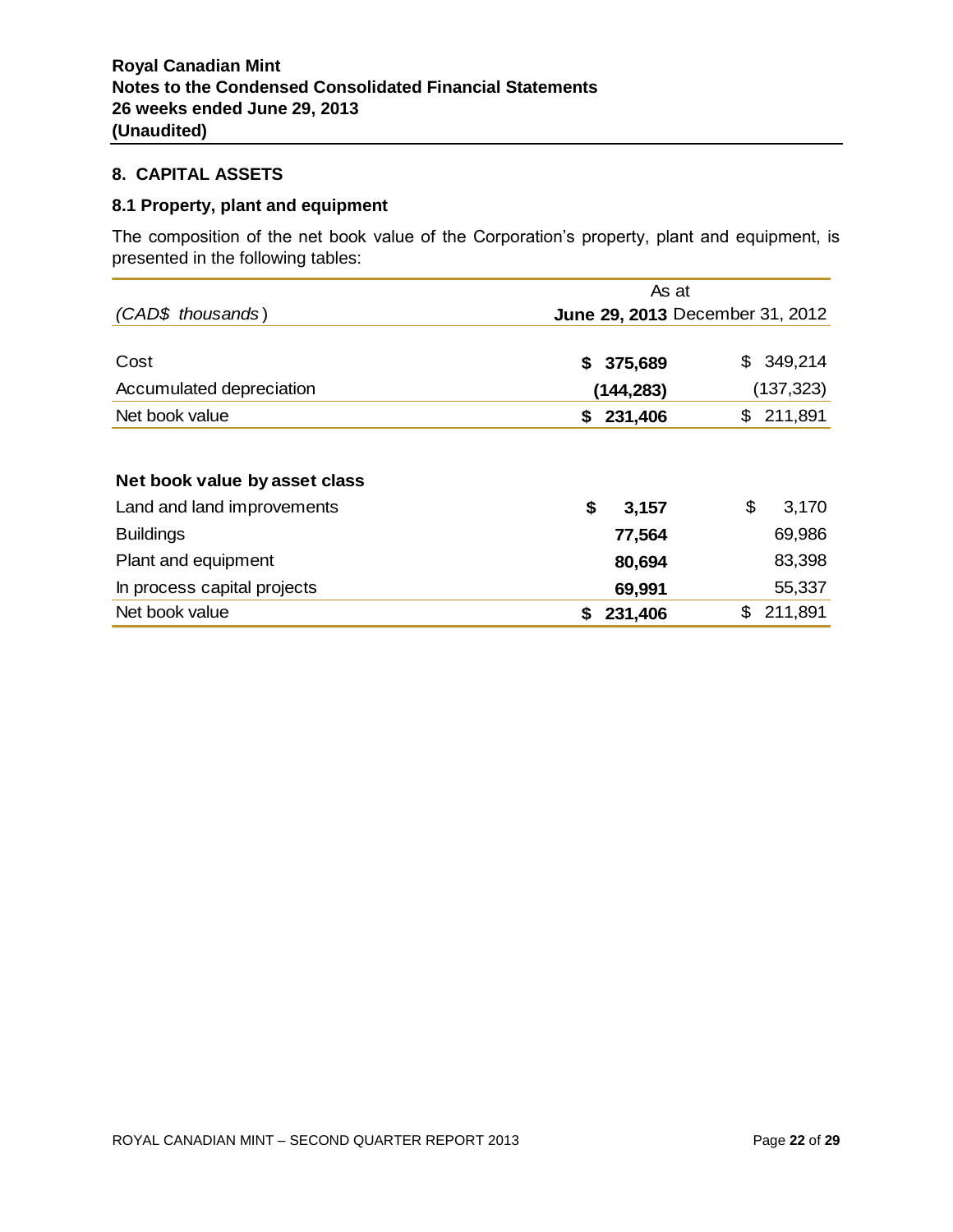## 8. CAPITAL ASSETS

### 8.1 Property, plant and equipment

The composition of the net book value of the Corporation's property, plant and equipment, is presented in the following tables:

| *(CAD$ thousands)* | As at June 29, 2013 | As at December 31, 2012 |
|---|---|---|
| Cost | **$ 375,689** | $ 349,214 |
| Accumulated depreciation | **(144,283)** | (137,323) |
| Net book value | **$ 231,406** | $ 211,891 |
| | | |
| **Net book value by asset class** | | |
| Land and land improvements | **$ 3,157** | $ 3,170 |
| Buildings | **77,564** | 69,986 |
| Plant and equipment | **80,694** | 83,398 |
| In process capital projects | **69,991** | 55,337 |
| Net book value | **$ 231,406** | $ 211,891 |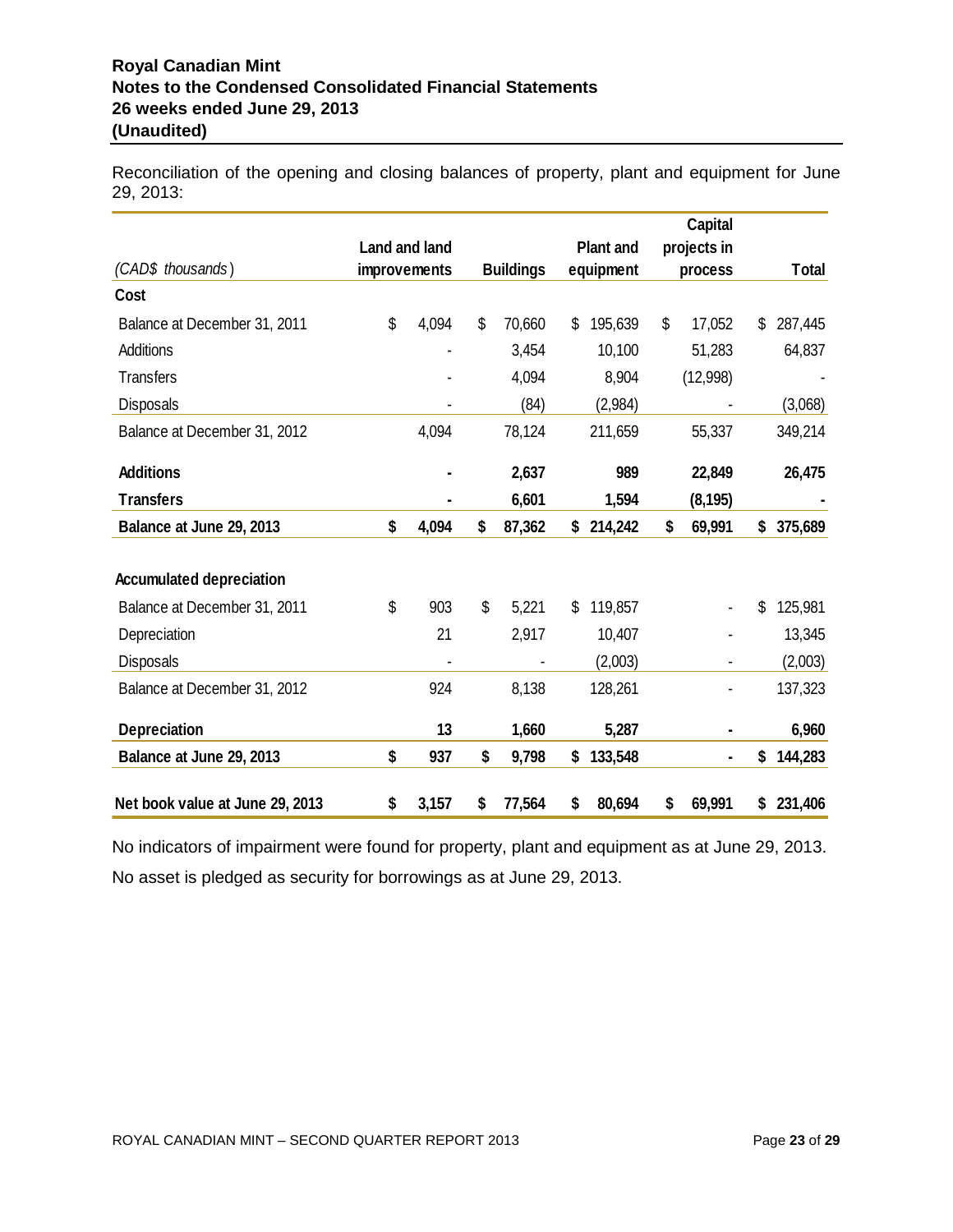Reconciliation of the opening and closing balances of property, plant and equipment for June 29, 2013:

| *(CAD$ thousands)* | Land and land improvements | Buildings | Plant and equipment | Capital projects in process | Total |
|---|---|---|---|---|---|
| **Cost** | | | | | |
| Balance at December 31, 2011 | $ 4,094 | $ 70,660 | $ 195,639 | $ 17,052 | $ 287,445 |
| Additions | - | 3,454 | 10,100 | 51,283 | 64,837 |
| Transfers | - | 4,094 | 8,904 | (12,998) | - |
| Disposals | - | (84) | (2,984) | - | (3,068) |
| Balance at December 31, 2012 | 4,094 | 78,124 | 211,659 | 55,337 | 349,214 |
| **Additions** | **-** | **2,637** | **989** | **22,849** | **26,475** |
| **Transfers** | **-** | **6,601** | **1,594** | **(8,195)** | **-** |
| **Balance at June 29, 2013** | **$ 4,094** | **$ 87,362** | **$ 214,242** | **$ 69,991** | **$ 375,689** |
| **Accumulated depreciation** | | | | | |
| Balance at December 31, 2011 | $ 903 | $ 5,221 | $ 119,857 | - | $ 125,981 |
| Depreciation | 21 | 2,917 | 10,407 | - | 13,345 |
| Disposals | - | - | (2,003) | - | (2,003) |
| Balance at December 31, 2012 | 924 | 8,138 | 128,261 | - | 137,323 |
| **Depreciation** | **13** | **1,660** | **5,287** | **-** | **6,960** |
| **Balance at June 29, 2013** | **$ 937** | **$ 9,798** | **$ 133,548** | **-** | **$ 144,283** |
| **Net book value at June 29, 2013** | **$ 3,157** | **$ 77,564** | **$ 80,694** | **$ 69,991** | **$ 231,406** |

No indicators of impairment were found for property, plant and equipment as at June 29, 2013.

No asset is pledged as security for borrowings as at June 29, 2013.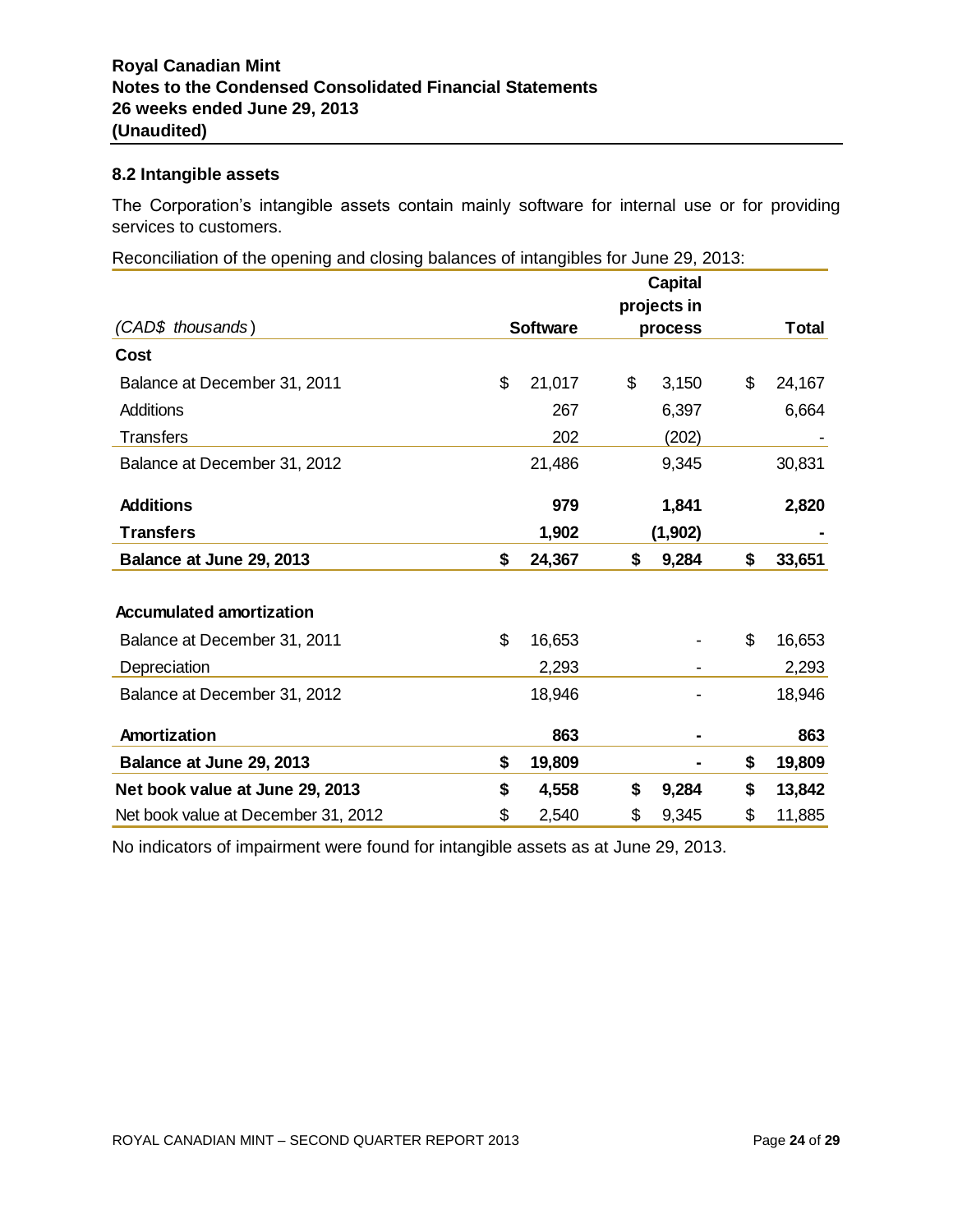### 8.2 Intangible assets

The Corporation's intangible assets contain mainly software for internal use or for providing services to customers.

Reconciliation of the opening and closing balances of intangibles for June 29, 2013:

| *(CAD$ thousands)* | Software | Capital projects in process | Total |
|---|---|---|---|
| **Cost** | | | |
| Balance at December 31, 2011 | $ 21,017 | $ 3,150 | $ 24,167 |
| Additions | 267 | 6,397 | 6,664 |
| Transfers | 202 | (202) | - |
| Balance at December 31, 2012 | 21,486 | 9,345 | 30,831 |
| **Additions** | **979** | **1,841** | **2,820** |
| **Transfers** | **1,902** | **(1,902)** | **-** |
| **Balance at June 29, 2013** | **$ 24,367** | **$ 9,284** | **$ 33,651** |
| **Accumulated amortization** | | | |
| Balance at December 31, 2011 | $ 16,653 | - | $ 16,653 |
| Depreciation | 2,293 | - | 2,293 |
| Balance at December 31, 2012 | 18,946 | - | 18,946 |
| **Amortization** | **863** | **-** | **863** |
| **Balance at June 29, 2013** | **$ 19,809** | **-** | **$ 19,809** |
| **Net book value at June 29, 2013** | **$ 4,558** | **$ 9,284** | **$ 13,842** |
| Net book value at December 31, 2012 | $ 2,540 | $ 9,345 | $ 11,885 |

No indicators of impairment were found for intangible assets as at June 29, 2013.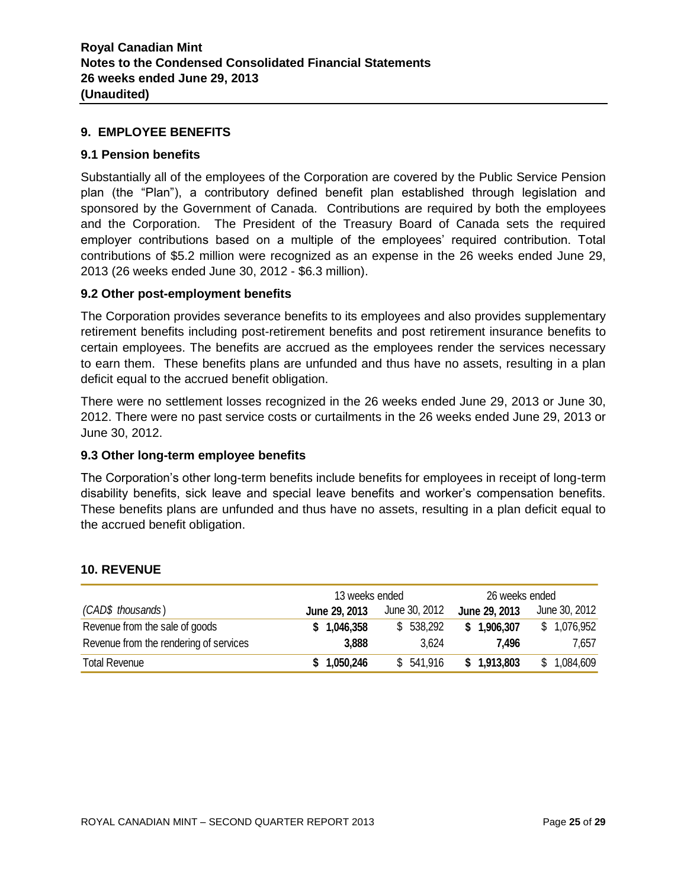## 9. EMPLOYEE BENEFITS

### 9.1 Pension benefits

Substantially all of the employees of the Corporation are covered by the Public Service Pension plan (the "Plan"), a contributory defined benefit plan established through legislation and sponsored by the Government of Canada. Contributions are required by both the employees and the Corporation. The President of the Treasury Board of Canada sets the required employer contributions based on a multiple of the employees' required contribution. Total contributions of $5.2 million were recognized as an expense in the 26 weeks ended June 29, 2013 (26 weeks ended June 30, 2012 - $6.3 million).

### 9.2 Other post-employment benefits

The Corporation provides severance benefits to its employees and also provides supplementary retirement benefits including post-retirement benefits and post retirement insurance benefits to certain employees. The benefits are accrued as the employees render the services necessary to earn them. These benefits plans are unfunded and thus have no assets, resulting in a plan deficit equal to the accrued benefit obligation.

There were no settlement losses recognized in the 26 weeks ended June 29, 2013 or June 30, 2012. There were no past service costs or curtailments in the 26 weeks ended June 29, 2013 or June 30, 2012.

### 9.3 Other long-term employee benefits

The Corporation's other long-term benefits include benefits for employees in receipt of long-term disability benefits, sick leave and special leave benefits and worker's compensation benefits. These benefits plans are unfunded and thus have no assets, resulting in a plan deficit equal to the accrued benefit obligation.

## 10. REVENUE

| | 13 weeks ended | | 26 weeks ended | |
|---|---|---|---|---|
| *(CAD$ thousands)* | **June 29, 2013** | June 30, 2012 | **June 29, 2013** | June 30, 2012 |
| Revenue from the sale of goods | **$ 1,046,358** | $ 538,292 | **$ 1,906,307** | $ 1,076,952 |
| Revenue from the rendering of services | **3,888** | 3,624 | **7,496** | 7,657 |
| Total Revenue | **$ 1,050,246** | $ 541,916 | **$ 1,913,803** | $ 1,084,609 |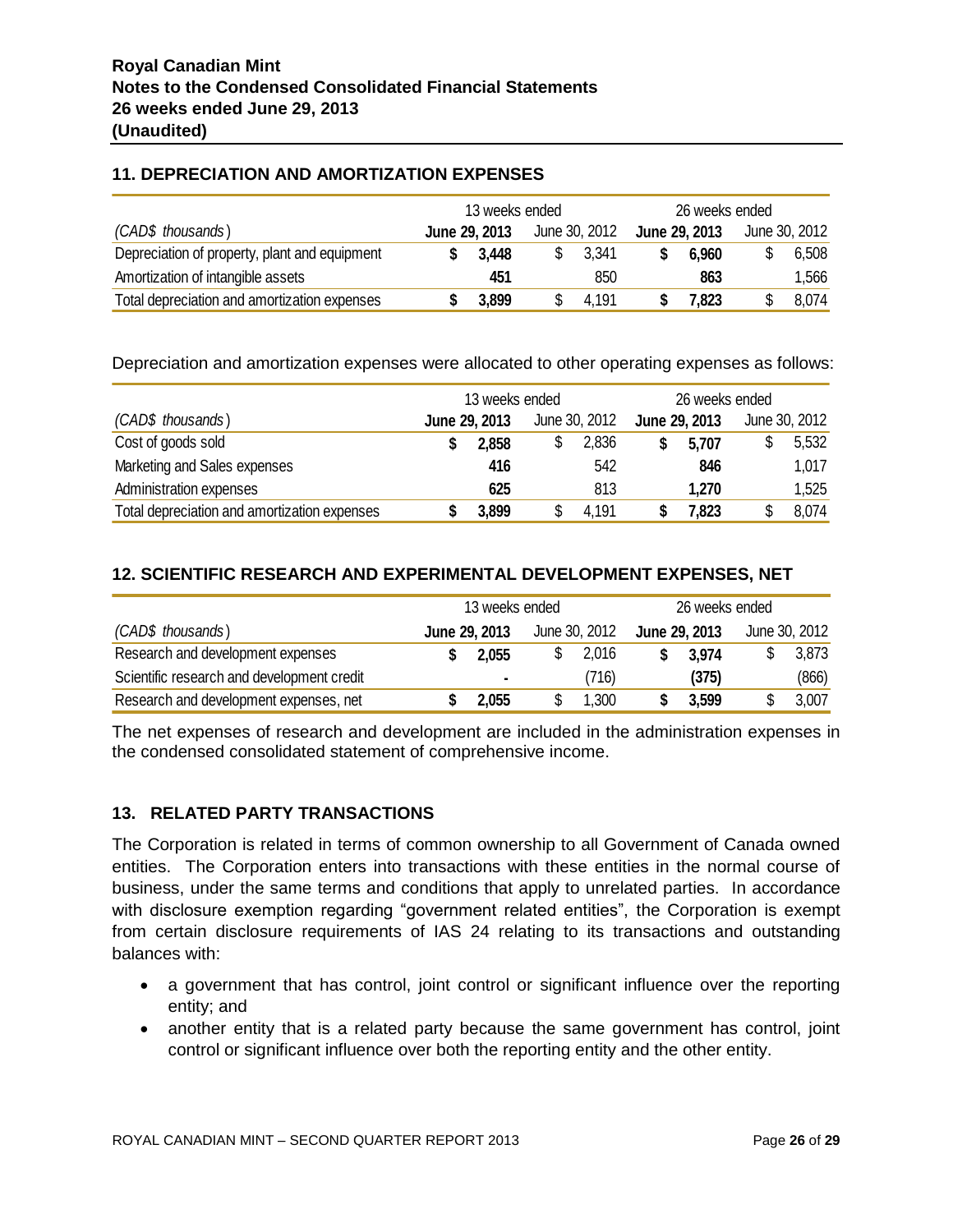## 11. DEPRECIATION AND AMORTIZATION EXPENSES

| | 13 weeks ended | | 26 weeks ended | |
|---|---|---|---|---|
| *(CAD$ thousands)* | **June 29, 2013** | June 30, 2012 | **June 29, 2013** | June 30, 2012 |
| Depreciation of property, plant and equipment | **$ 3,448** | $ 3,341 | **$ 6,960** | $ 6,508 |
| Amortization of intangible assets | **451** | 850 | **863** | 1,566 |
| Total depreciation and amortization expenses | **$ 3,899** | $ 4,191 | **$ 7,823** | $ 8,074 |

Depreciation and amortization expenses were allocated to other operating expenses as follows:

| | 13 weeks ended | | 26 weeks ended | |
|---|---|---|---|---|
| *(CAD$ thousands)* | **June 29, 2013** | June 30, 2012 | **June 29, 2013** | June 30, 2012 |
| Cost of goods sold | **$ 2,858** | $ 2,836 | **$ 5,707** | $ 5,532 |
| Marketing and Sales expenses | **416** | 542 | **846** | 1,017 |
| Administration expenses | **625** | 813 | **1,270** | 1,525 |
| Total depreciation and amortization expenses | **$ 3,899** | $ 4,191 | **$ 7,823** | $ 8,074 |

## 12. SCIENTIFIC RESEARCH AND EXPERIMENTAL DEVELOPMENT EXPENSES, NET

| | 13 weeks ended | | 26 weeks ended | |
|---|---|---|---|---|
| *(CAD$ thousands)* | **June 29, 2013** | June 30, 2012 | **June 29, 2013** | June 30, 2012 |
| Research and development expenses | **$ 2,055** | $ 2,016 | **$ 3,974** | $ 3,873 |
| Scientific research and development credit | **-** | (716) | **(375)** | (866) |
| Research and development expenses, net | **$ 2,055** | $ 1,300 | **$ 3,599** | $ 3,007 |

The net expenses of research and development are included in the administration expenses in the condensed consolidated statement of comprehensive income.

## 13. RELATED PARTY TRANSACTIONS

The Corporation is related in terms of common ownership to all Government of Canada owned entities. The Corporation enters into transactions with these entities in the normal course of business, under the same terms and conditions that apply to unrelated parties. In accordance with disclosure exemption regarding "government related entities", the Corporation is exempt from certain disclosure requirements of IAS 24 relating to its transactions and outstanding balances with:

- a government that has control, joint control or significant influence over the reporting entity; and
- another entity that is a related party because the same government has control, joint control or significant influence over both the reporting entity and the other entity.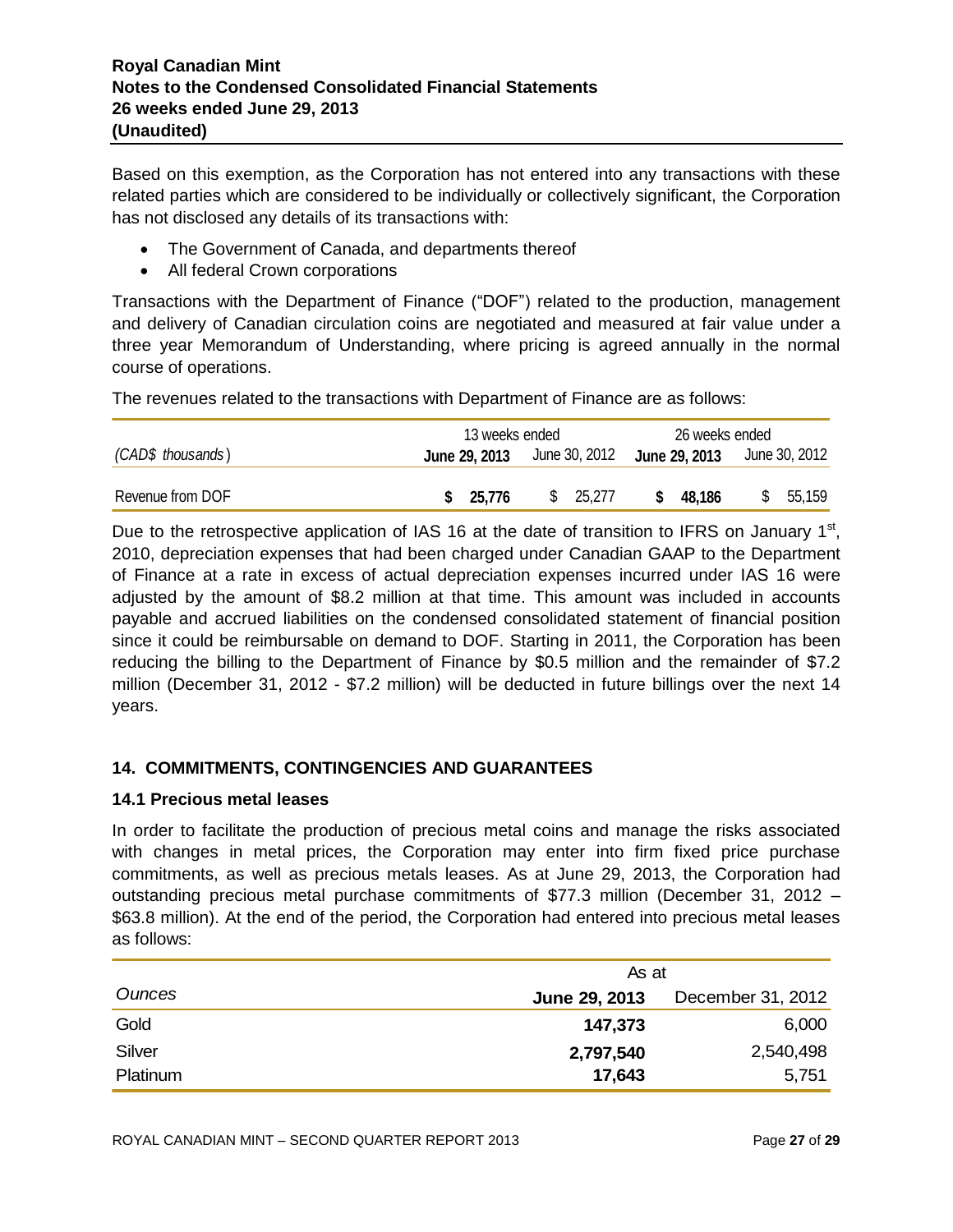Based on this exemption, as the Corporation has not entered into any transactions with these related parties which are considered to be individually or collectively significant, the Corporation has not disclosed any details of its transactions with:

- The Government of Canada, and departments thereof
- All federal Crown corporations

Transactions with the Department of Finance ("DOF") related to the production, management and delivery of Canadian circulation coins are negotiated and measured at fair value under a three year Memorandum of Understanding, where pricing is agreed annually in the normal course of operations.

The revenues related to the transactions with Department of Finance are as follows:

| | 13 weeks ended | | 26 weeks ended | |
|---|---|---|---|---|
| *(CAD$ thousands)* | **June 29, 2013** | June 30, 2012 | **June 29, 2013** | June 30, 2012 |
| Revenue from DOF | **$ 25,776** | $ 25,277 | **$ 48,186** | $ 55,159 |

Due to the retrospective application of IAS 16 at the date of transition to IFRS on January 1st, 2010, depreciation expenses that had been charged under Canadian GAAP to the Department of Finance at a rate in excess of actual depreciation expenses incurred under IAS 16 were adjusted by the amount of $8.2 million at that time. This amount was included in accounts payable and accrued liabilities on the condensed consolidated statement of financial position since it could be reimbursable on demand to DOF. Starting in 2011, the Corporation has been reducing the billing to the Department of Finance by $0.5 million and the remainder of $7.2 million (December 31, 2012 - $7.2 million) will be deducted in future billings over the next 14 years.

## 14. COMMITMENTS, CONTINGENCIES AND GUARANTEES

### 14.1 Precious metal leases

In order to facilitate the production of precious metal coins and manage the risks associated with changes in metal prices, the Corporation may enter into firm fixed price purchase commitments, as well as precious metals leases. As at June 29, 2013, the Corporation had outstanding precious metal purchase commitments of $77.3 million (December 31, 2012 – $63.8 million). At the end of the period, the Corporation had entered into precious metal leases as follows:

| | As at | |
|---|---|---|
| *Ounces* | **June 29, 2013** | December 31, 2012 |
| Gold | **147,373** | 6,000 |
| Silver | **2,797,540** | 2,540,498 |
| Platinum | **17,643** | 5,751 |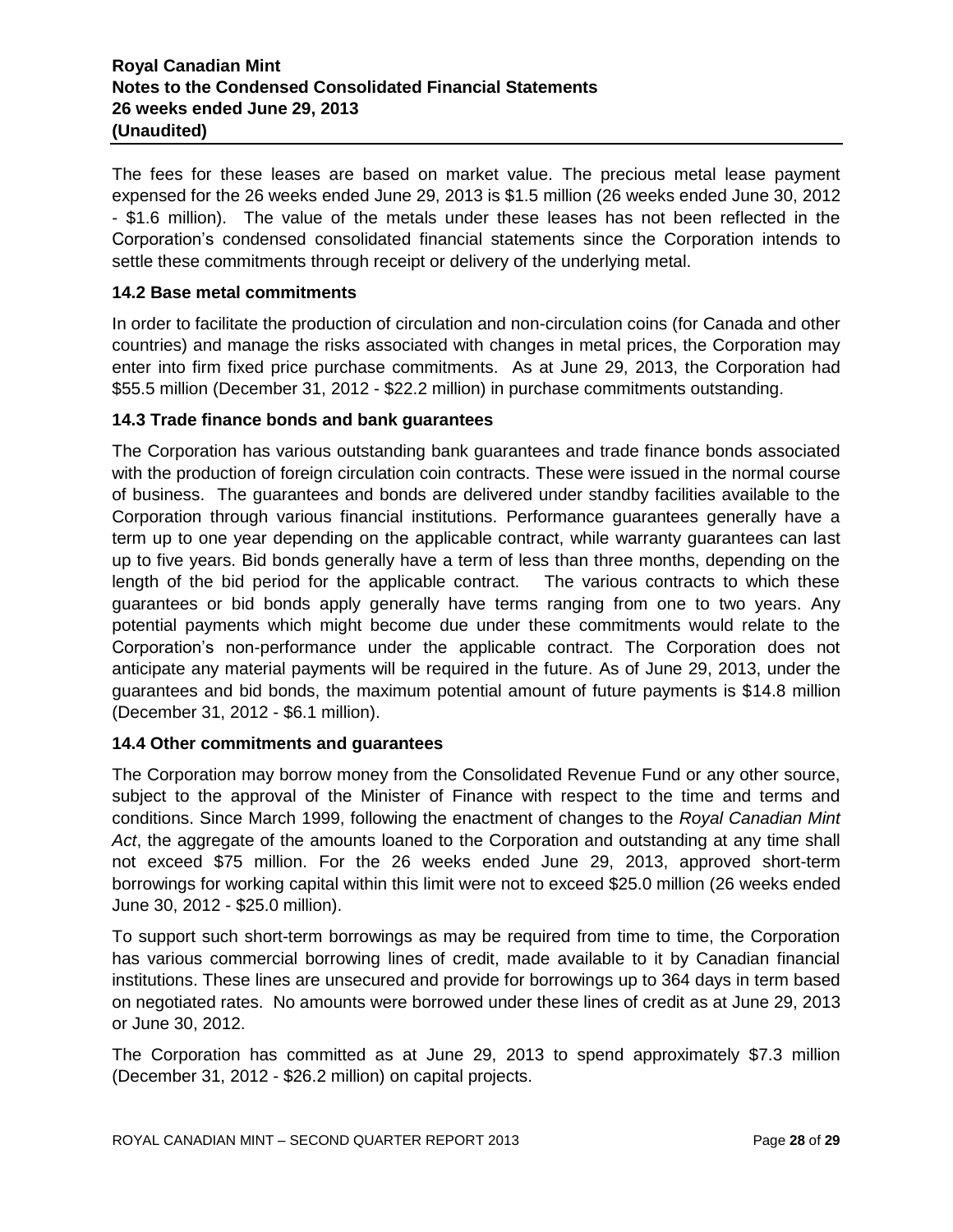The fees for these leases are based on market value. The precious metal lease payment expensed for the 26 weeks ended June 29, 2013 is $1.5 million (26 weeks ended June 30, 2012 - $1.6 million). The value of the metals under these leases has not been reflected in the Corporation's condensed consolidated financial statements since the Corporation intends to settle these commitments through receipt or delivery of the underlying metal.

### 14.2 Base metal commitments

In order to facilitate the production of circulation and non-circulation coins (for Canada and other countries) and manage the risks associated with changes in metal prices, the Corporation may enter into firm fixed price purchase commitments. As at June 29, 2013, the Corporation had $55.5 million (December 31, 2012 - $22.2 million) in purchase commitments outstanding.

### 14.3 Trade finance bonds and bank guarantees

The Corporation has various outstanding bank guarantees and trade finance bonds associated with the production of foreign circulation coin contracts. These were issued in the normal course of business. The guarantees and bonds are delivered under standby facilities available to the Corporation through various financial institutions. Performance guarantees generally have a term up to one year depending on the applicable contract, while warranty guarantees can last up to five years. Bid bonds generally have a term of less than three months, depending on the length of the bid period for the applicable contract. The various contracts to which these guarantees or bid bonds apply generally have terms ranging from one to two years. Any potential payments which might become due under these commitments would relate to the Corporation's non-performance under the applicable contract. The Corporation does not anticipate any material payments will be required in the future. As of June 29, 2013, under the guarantees and bid bonds, the maximum potential amount of future payments is $14.8 million (December 31, 2012 - $6.1 million).

### 14.4 Other commitments and guarantees

The Corporation may borrow money from the Consolidated Revenue Fund or any other source, subject to the approval of the Minister of Finance with respect to the time and terms and conditions. Since March 1999, following the enactment of changes to the *Royal Canadian Mint Act*, the aggregate of the amounts loaned to the Corporation and outstanding at any time shall not exceed $75 million. For the 26 weeks ended June 29, 2013, approved short-term borrowings for working capital within this limit were not to exceed $25.0 million (26 weeks ended June 30, 2012 - $25.0 million).

To support such short-term borrowings as may be required from time to time, the Corporation has various commercial borrowing lines of credit, made available to it by Canadian financial institutions. These lines are unsecured and provide for borrowings up to 364 days in term based on negotiated rates. No amounts were borrowed under these lines of credit as at June 29, 2013 or June 30, 2012.

The Corporation has committed as at June 29, 2013 to spend approximately $7.3 million (December 31, 2012 - $26.2 million) on capital projects.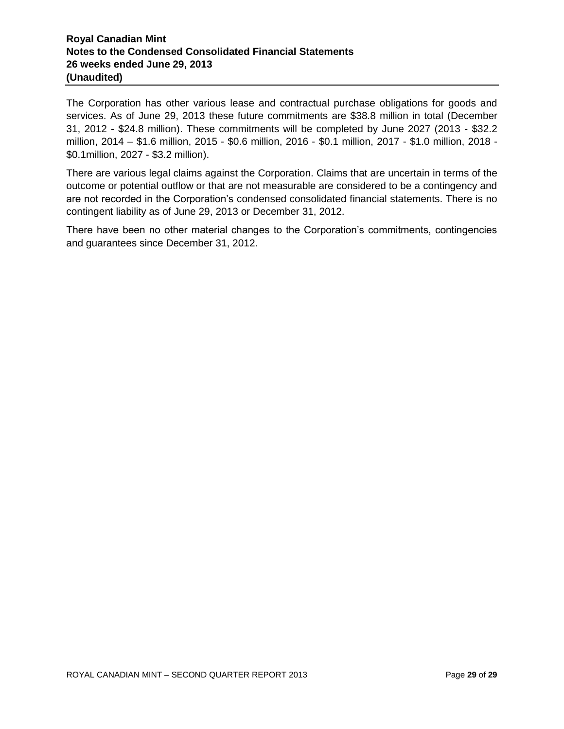The Corporation has other various lease and contractual purchase obligations for goods and services. As of June 29, 2013 these future commitments are $38.8 million in total (December 31, 2012 - $24.8 million). These commitments will be completed by June 2027 (2013 - $32.2 million, 2014 – $1.6 million, 2015 - $0.6 million, 2016 - $0.1 million, 2017 - $1.0 million, 2018 - $0.1million, 2027 - $3.2 million).

There are various legal claims against the Corporation. Claims that are uncertain in terms of the outcome or potential outflow or that are not measurable are considered to be a contingency and are not recorded in the Corporation's condensed consolidated financial statements. There is no contingent liability as of June 29, 2013 or December 31, 2012.

There have been no other material changes to the Corporation's commitments, contingencies and guarantees since December 31, 2012.